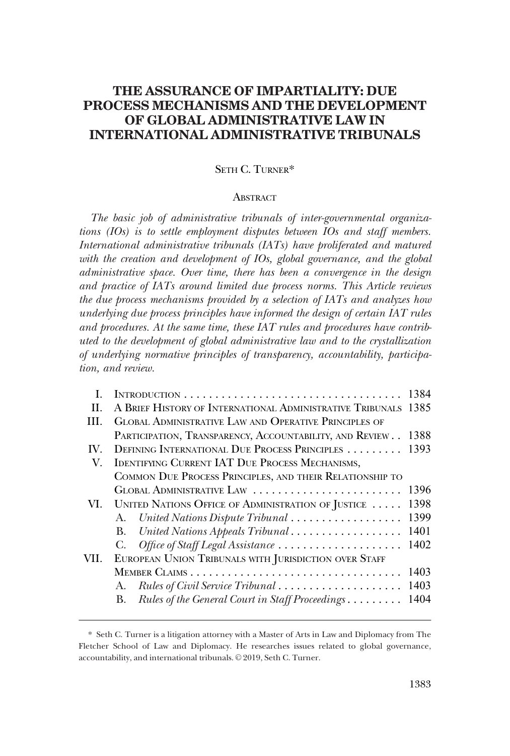# THE ASSURANCE OF IMPARTIALITY: DUE PROCESS MECHANISMS AND THE DEVELOPMENT OF GLOBAL ADMINISTRATIVE LAW IN INTERNATIONAL ADMINISTRATIVE TRIBUNALS

SETH C. TURNER*

## ABSTRACT

*The basic job of administrative tribunals of inter-governmental organizations (IOs) is to settle employment disputes between IOs and staff members. International administrative tribunals (IATs) have proliferated and matured with the creation and development of IOs, global governance, and the global administrative space. Over time, there has been a convergence in the design and practice of IATs around limited due process norms. This Article reviews the due process mechanisms provided by a selection of IATs and analyzes how underlying due process principles have informed the design of certain IAT rules and procedures. At the same time, these IAT rules and procedures have contributed to the development of global administrative law and to the crystallization of underlying normative principles of transparency, accountability, participation, and review.*

| | | |
|---|---|---|
| I. | INTRODUCTION | 1384 |
| II. | A BRIEF HISTORY OF INTERNATIONAL ADMINISTRATIVE TRIBUNALS | 1385 |
| III. | GLOBAL ADMINISTRATIVE LAW AND OPERATIVE PRINCIPLES OF PARTICIPATION, TRANSPARENCY, ACCOUNTABILITY, AND REVIEW | 1388 |
| IV. | DEFINING INTERNATIONAL DUE PROCESS PRINCIPLES | 1393 |
| V. | IDENTIFYING CURRENT IAT DUE PROCESS MECHANISMS, COMMON DUE PROCESS PRINCIPLES, AND THEIR RELATIONSHIP TO GLOBAL ADMINISTRATIVE LAW | 1396 |
| VI. | UNITED NATIONS OFFICE OF ADMINISTRATION OF JUSTICE | 1398 |
| | A. *United Nations Dispute Tribunal* | 1399 |
| | B. *United Nations Appeals Tribunal* | 1401 |
| | C. *Office of Staff Legal Assistance* | 1402 |
| VII. | EUROPEAN UNION TRIBUNALS WITH JURISDICTION OVER STAFF MEMBER CLAIMS | 1403 |
| | A. *Rules of Civil Service Tribunal* | 1403 |
| | B. *Rules of the General Court in Staff Proceedings* | 1404 |

---

\* Seth C. Turner is a litigation attorney with a Master of Arts in Law and Diplomacy from The Fletcher School of Law and Diplomacy. He researches issues related to global governance, accountability, and international tribunals. © 2019, Seth C. Turner.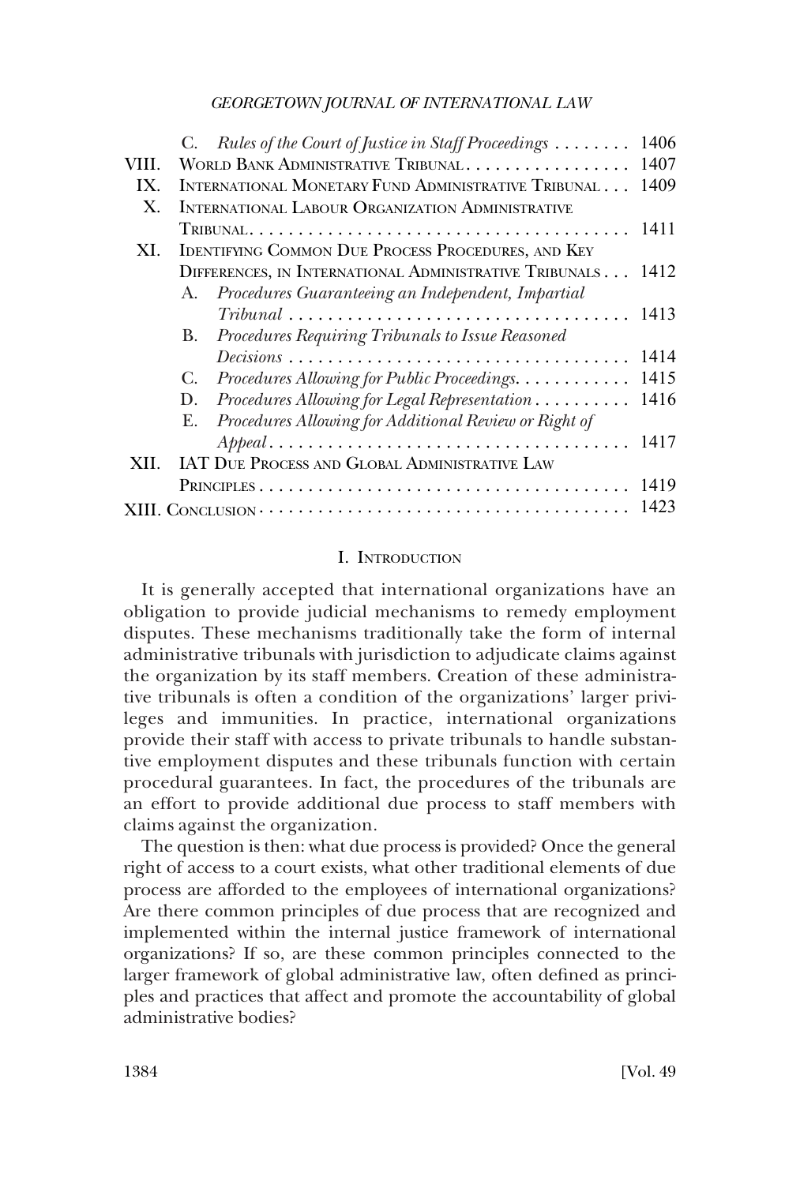| | | |
|---|---|---|
| | C. *Rules of the Court of Justice in Staff Proceedings* | 1406 |
| VIII. | WORLD BANK ADMINISTRATIVE TRIBUNAL | 1407 |
| IX. | INTERNATIONAL MONETARY FUND ADMINISTRATIVE TRIBUNAL | 1409 |
| X. | INTERNATIONAL LABOUR ORGANIZATION ADMINISTRATIVE TRIBUNAL | 1411 |
| XI. | IDENTIFYING COMMON DUE PROCESS PROCEDURES, AND KEY DIFFERENCES, IN INTERNATIONAL ADMINISTRATIVE TRIBUNALS | 1412 |
| | A. *Procedures Guaranteeing an Independent, Impartial Tribunal* | 1413 |
| | B. *Procedures Requiring Tribunals to Issue Reasoned Decisions* | 1414 |
| | C. *Procedures Allowing for Public Proceedings* | 1415 |
| | D. *Procedures Allowing for Legal Representation* | 1416 |
| | E. *Procedures Allowing for Additional Review or Right of Appeal* | 1417 |
| XII. | IAT DUE PROCESS AND GLOBAL ADMINISTRATIVE LAW PRINCIPLES | 1419 |
| XIII. | CONCLUSION | 1423 |

## I. INTRODUCTION

It is generally accepted that international organizations have an obligation to provide judicial mechanisms to remedy employment disputes. These mechanisms traditionally take the form of internal administrative tribunals with jurisdiction to adjudicate claims against the organization by its staff members. Creation of these administrative tribunals is often a condition of the organizations' larger privileges and immunities. In practice, international organizations provide their staff with access to private tribunals to handle substantive employment disputes and these tribunals function with certain procedural guarantees. In fact, the procedures of the tribunals are an effort to provide additional due process to staff members with claims against the organization.

The question is then: what due process is provided? Once the general right of access to a court exists, what other traditional elements of due process are afforded to the employees of international organizations? Are there common principles of due process that are recognized and implemented within the internal justice framework of international organizations? If so, are these common principles connected to the larger framework of global administrative law, often defined as principles and practices that affect and promote the accountability of global administrative bodies?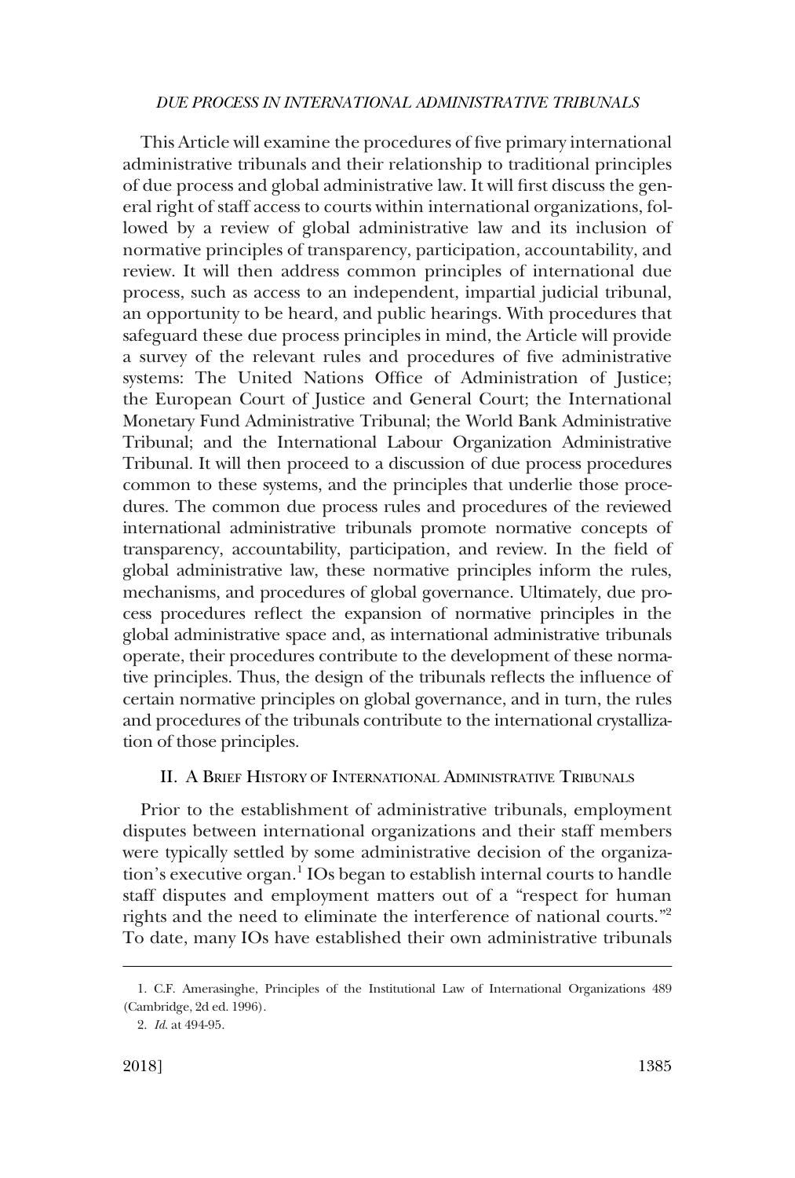This Article will examine the procedures of five primary international administrative tribunals and their relationship to traditional principles of due process and global administrative law. It will first discuss the general right of staff access to courts within international organizations, followed by a review of global administrative law and its inclusion of normative principles of transparency, participation, accountability, and review. It will then address common principles of international due process, such as access to an independent, impartial judicial tribunal, an opportunity to be heard, and public hearings. With procedures that safeguard these due process principles in mind, the Article will provide a survey of the relevant rules and procedures of five administrative systems: The United Nations Office of Administration of Justice; the European Court of Justice and General Court; the International Monetary Fund Administrative Tribunal; the World Bank Administrative Tribunal; and the International Labour Organization Administrative Tribunal. It will then proceed to a discussion of due process procedures common to these systems, and the principles that underlie those procedures. The common due process rules and procedures of the reviewed international administrative tribunals promote normative concepts of transparency, accountability, participation, and review. In the field of global administrative law, these normative principles inform the rules, mechanisms, and procedures of global governance. Ultimately, due process procedures reflect the expansion of normative principles in the global administrative space and, as international administrative tribunals operate, their procedures contribute to the development of these normative principles. Thus, the design of the tribunals reflects the influence of certain normative principles on global governance, and in turn, the rules and procedures of the tribunals contribute to the international crystallization of those principles.

## II. A Brief History of International Administrative Tribunals

Prior to the establishment of administrative tribunals, employment disputes between international organizations and their staff members were typically settled by some administrative decision of the organization's executive organ.[1] IOs began to establish internal courts to handle staff disputes and employment matters out of a "respect for human rights and the need to eliminate the interference of national courts."[2] To date, many IOs have established their own administrative tribunals

---

1. C.F. Amerasinghe, Principles of the Institutional Law of International Organizations 489 (Cambridge, 2d ed. 1996).

2. *Id.* at 494-95.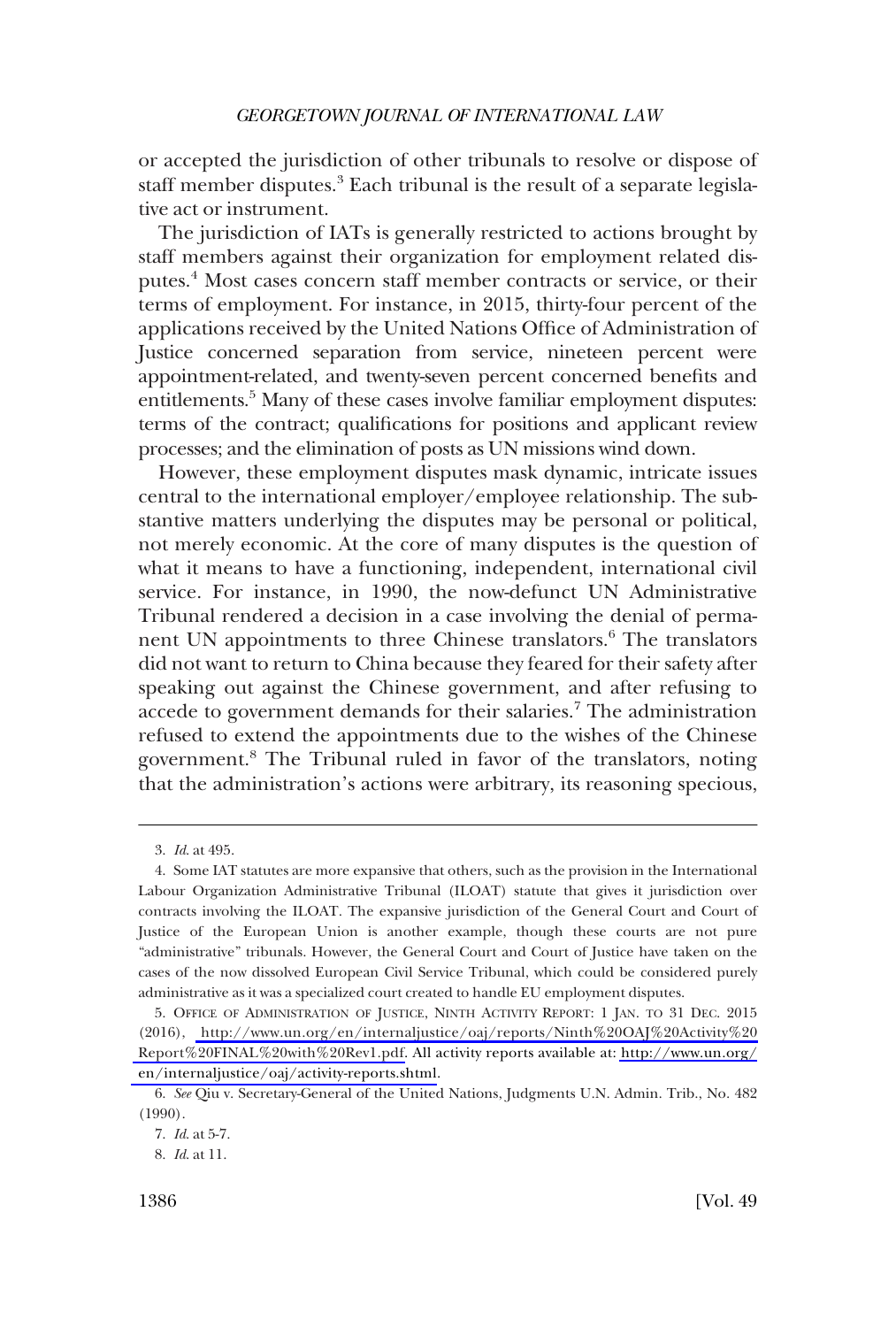or accepted the jurisdiction of other tribunals to resolve or dispose of staff member disputes.[3] Each tribunal is the result of a separate legislative act or instrument.

The jurisdiction of IATs is generally restricted to actions brought by staff members against their organization for employment related disputes.[4] Most cases concern staff member contracts or service, or their terms of employment. For instance, in 2015, thirty-four percent of the applications received by the United Nations Office of Administration of Justice concerned separation from service, nineteen percent were appointment-related, and twenty-seven percent concerned benefits and entitlements.[5] Many of these cases involve familiar employment disputes: terms of the contract; qualifications for positions and applicant review processes; and the elimination of posts as UN missions wind down.

However, these employment disputes mask dynamic, intricate issues central to the international employer/employee relationship. The substantive matters underlying the disputes may be personal or political, not merely economic. At the core of many disputes is the question of what it means to have a functioning, independent, international civil service. For instance, in 1990, the now-defunct UN Administrative Tribunal rendered a decision in a case involving the denial of permanent UN appointments to three Chinese translators.[6] The translators did not want to return to China because they feared for their safety after speaking out against the Chinese government, and after refusing to accede to government demands for their salaries.[7] The administration refused to extend the appointments due to the wishes of the Chinese government.[8] The Tribunal ruled in favor of the translators, noting that the administration's actions were arbitrary, its reasoning specious,

---

3. *Id.* at 495.

4. Some IAT statutes are more expansive that others, such as the provision in the International Labour Organization Administrative Tribunal (ILOAT) statute that gives it jurisdiction over contracts involving the ILOAT. The expansive jurisdiction of the General Court and Court of Justice of the European Union is another example, though these courts are not pure "administrative" tribunals. However, the General Court and Court of Justice have taken on the cases of the now dissolved European Civil Service Tribunal, which could be considered purely administrative as it was a specialized court created to handle EU employment disputes.

5. OFFICE OF ADMINISTRATION OF JUSTICE, NINTH ACTIVITY REPORT: 1 JAN. TO 31 DEC. 2015 (2016), http://www.un.org/en/internaljustice/oaj/reports/Ninth%20OAJ%20Activity%20Report%20FINAL%20with%20Rev1.pdf. All activity reports available at: http://www.un.org/en/internaljustice/oaj/activity-reports.shtml.

6. *See* Qiu v. Secretary-General of the United Nations, Judgments U.N. Admin. Trib., No. 482 (1990).

7. *Id.* at 5-7.

8. *Id.* at 11.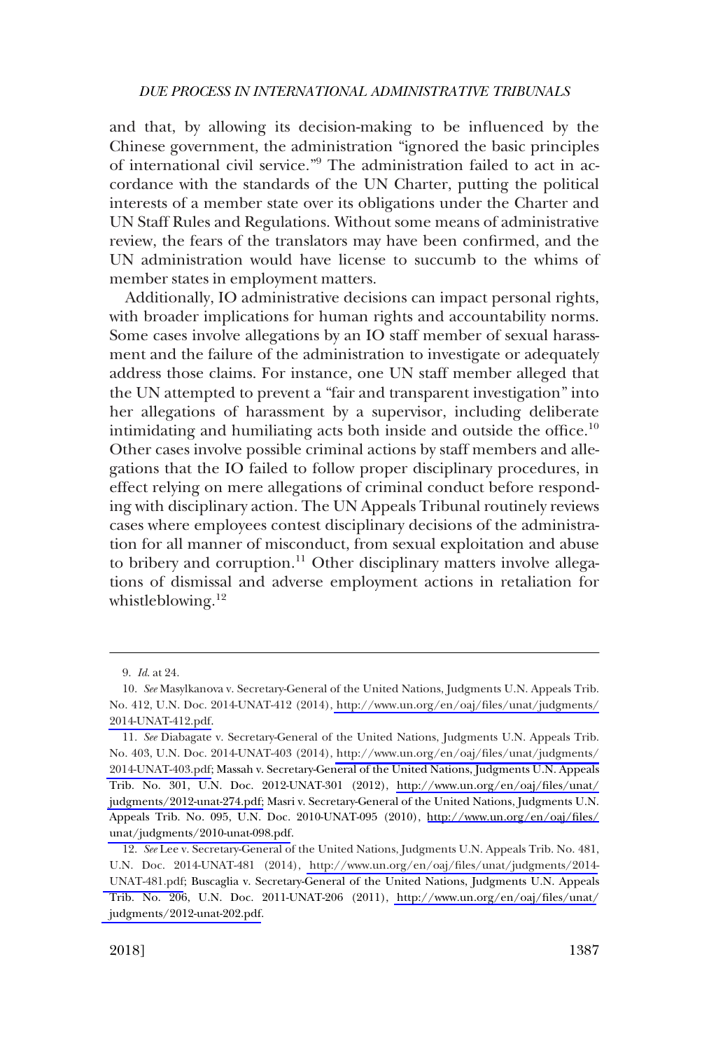and that, by allowing its decision-making to be influenced by the Chinese government, the administration "ignored the basic principles of international civil service."[9] The administration failed to act in accordance with the standards of the UN Charter, putting the political interests of a member state over its obligations under the Charter and UN Staff Rules and Regulations. Without some means of administrative review, the fears of the translators may have been confirmed, and the UN administration would have license to succumb to the whims of member states in employment matters.

Additionally, IO administrative decisions can impact personal rights, with broader implications for human rights and accountability norms. Some cases involve allegations by an IO staff member of sexual harassment and the failure of the administration to investigate or adequately address those claims. For instance, one UN staff member alleged that the UN attempted to prevent a "fair and transparent investigation" into her allegations of harassment by a supervisor, including deliberate intimidating and humiliating acts both inside and outside the office.[10] Other cases involve possible criminal actions by staff members and allegations that the IO failed to follow proper disciplinary procedures, in effect relying on mere allegations of criminal conduct before responding with disciplinary action. The UN Appeals Tribunal routinely reviews cases where employees contest disciplinary decisions of the administration for all manner of misconduct, from sexual exploitation and abuse to bribery and corruption.[11] Other disciplinary matters involve allegations of dismissal and adverse employment actions in retaliation for whistleblowing.[12]

---

9. *Id.* at 24.

10. *See* Masylkanova v. Secretary-General of the United Nations, Judgments U.N. Appeals Trib. No. 412, U.N. Doc. 2014-UNAT-412 (2014), http://www.un.org/en/oaj/files/unat/judgments/2014-UNAT-412.pdf.

11. *See* Diabagate v. Secretary-General of the United Nations, Judgments U.N. Appeals Trib. No. 403, U.N. Doc. 2014-UNAT-403 (2014), http://www.un.org/en/oaj/files/unat/judgments/2014-UNAT-403.pdf; Massah v. Secretary-General of the United Nations, Judgments U.N. Appeals Trib. No. 301, U.N. Doc. 2012-UNAT-301 (2012), http://www.un.org/en/oaj/files/unat/judgments/2012-unat-274.pdf; Masri v. Secretary-General of the United Nations, Judgments U.N. Appeals Trib. No. 095, U.N. Doc. 2010-UNAT-095 (2010), http://www.un.org/en/oaj/files/unat/judgments/2010-unat-098.pdf.

12. *See* Lee v. Secretary-General of the United Nations, Judgments U.N. Appeals Trib. No. 481, U.N. Doc. 2014-UNAT-481 (2014), http://www.un.org/en/oaj/files/unat/judgments/2014-UNAT-481.pdf; Buscaglia v. Secretary-General of the United Nations, Judgments U.N. Appeals Trib. No. 206, U.N. Doc. 2011-UNAT-206 (2011), http://www.un.org/en/oaj/files/unat/judgments/2012-unat-202.pdf.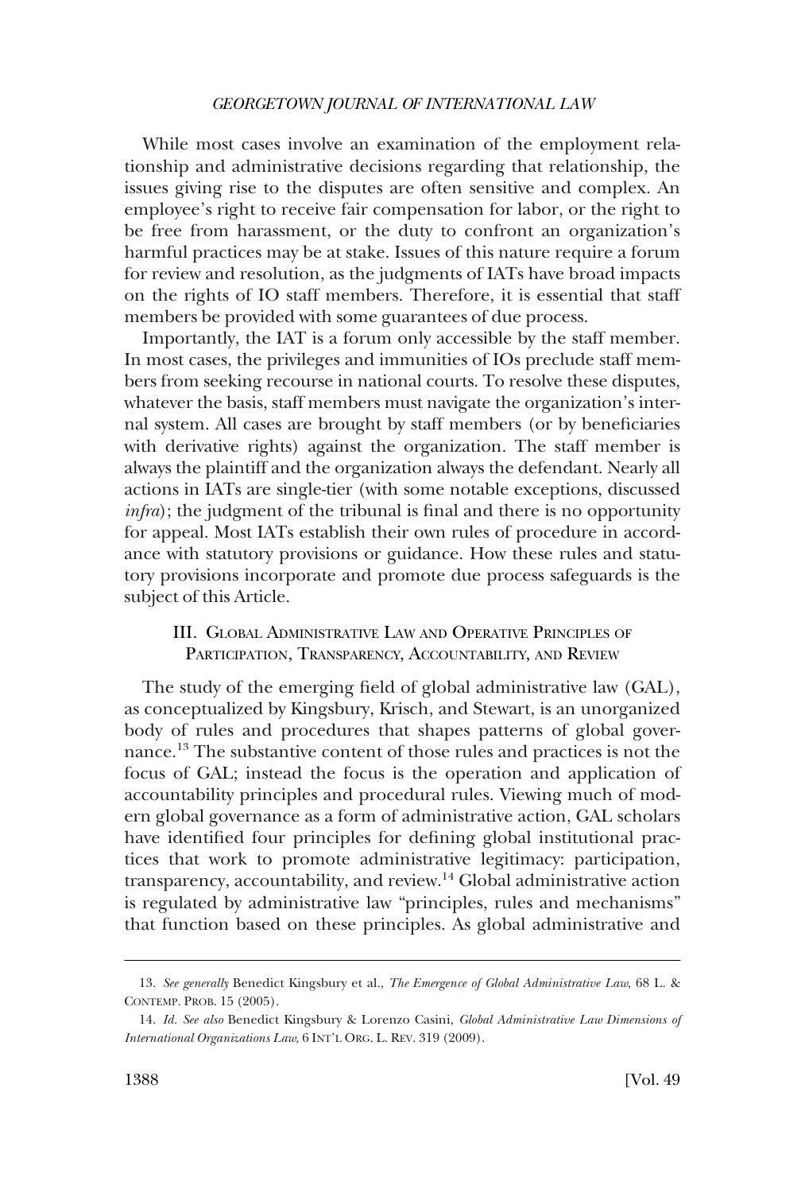While most cases involve an examination of the employment relationship and administrative decisions regarding that relationship, the issues giving rise to the disputes are often sensitive and complex. An employee's right to receive fair compensation for labor, or the right to be free from harassment, or the duty to confront an organization's harmful practices may be at stake. Issues of this nature require a forum for review and resolution, as the judgments of IATs have broad impacts on the rights of IO staff members. Therefore, it is essential that staff members be provided with some guarantees of due process.

Importantly, the IAT is a forum only accessible by the staff member. In most cases, the privileges and immunities of IOs preclude staff members from seeking recourse in national courts. To resolve these disputes, whatever the basis, staff members must navigate the organization's internal system. All cases are brought by staff members (or by beneficiaries with derivative rights) against the organization. The staff member is always the plaintiff and the organization always the defendant. Nearly all actions in IATs are single-tier (with some notable exceptions, discussed *infra*); the judgment of the tribunal is final and there is no opportunity for appeal. Most IATs establish their own rules of procedure in accordance with statutory provisions or guidance. How these rules and statutory provisions incorporate and promote due process safeguards is the subject of this Article.

## III. Global Administrative Law and Operative Principles of Participation, Transparency, Accountability, and Review

The study of the emerging field of global administrative law (GAL), as conceptualized by Kingsbury, Krisch, and Stewart, is an unorganized body of rules and procedures that shapes patterns of global governance.[13] The substantive content of those rules and practices is not the focus of GAL; instead the focus is the operation and application of accountability principles and procedural rules. Viewing much of modern global governance as a form of administrative action, GAL scholars have identified four principles for defining global institutional practices that work to promote administrative legitimacy: participation, transparency, accountability, and review.[14] Global administrative action is regulated by administrative law "principles, rules and mechanisms" that function based on these principles. As global administrative and

---

13. *See generally* Benedict Kingsbury et al., *The Emergence of Global Administrative Law*, 68 L. & Contemp. Prob. 15 (2005).

14. *Id. See also* Benedict Kingsbury & Lorenzo Casini, *Global Administrative Law Dimensions of International Organizations Law*, 6 Int'l Org. L. Rev. 319 (2009).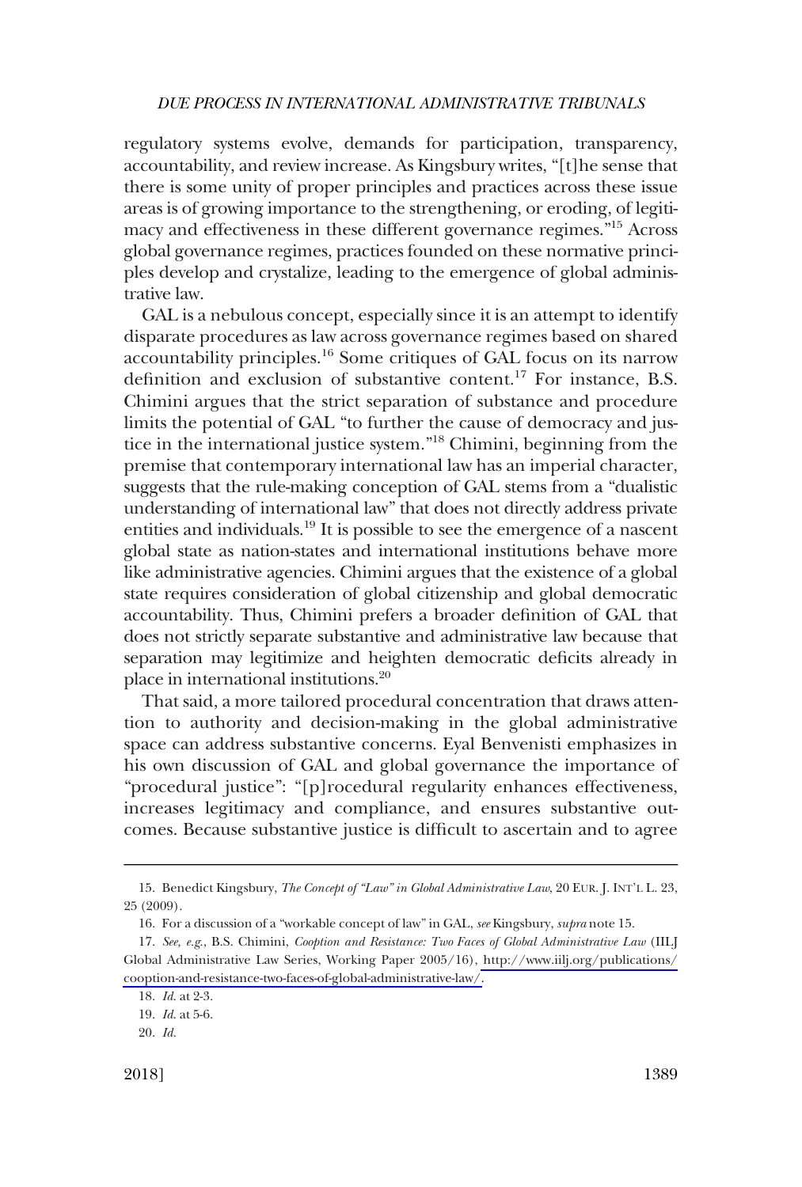regulatory systems evolve, demands for participation, transparency, accountability, and review increase. As Kingsbury writes, "[t]he sense that there is some unity of proper principles and practices across these issue areas is of growing importance to the strengthening, or eroding, of legitimacy and effectiveness in these different governance regimes."[15] Across global governance regimes, practices founded on these normative principles develop and crystalize, leading to the emergence of global administrative law.

GAL is a nebulous concept, especially since it is an attempt to identify disparate procedures as law across governance regimes based on shared accountability principles.[16] Some critiques of GAL focus on its narrow definition and exclusion of substantive content.[17] For instance, B.S. Chimini argues that the strict separation of substance and procedure limits the potential of GAL "to further the cause of democracy and justice in the international justice system."[18] Chimini, beginning from the premise that contemporary international law has an imperial character, suggests that the rule-making conception of GAL stems from a "dualistic understanding of international law" that does not directly address private entities and individuals.[19] It is possible to see the emergence of a nascent global state as nation-states and international institutions behave more like administrative agencies. Chimini argues that the existence of a global state requires consideration of global citizenship and global democratic accountability. Thus, Chimini prefers a broader definition of GAL that does not strictly separate substantive and administrative law because that separation may legitimize and heighten democratic deficits already in place in international institutions.[20]

That said, a more tailored procedural concentration that draws attention to authority and decision-making in the global administrative space can address substantive concerns. Eyal Benvenisti emphasizes in his own discussion of GAL and global governance the importance of "procedural justice": "[p]rocedural regularity enhances effectiveness, increases legitimacy and compliance, and ensures substantive outcomes. Because substantive justice is difficult to ascertain and to agree

---

15. Benedict Kingsbury, *The Concept of "Law" in Global Administrative Law*, 20 EUR. J. INT'L L. 23, 25 (2009).

16. For a discussion of a "workable concept of law" in GAL, *see* Kingsbury, *supra* note 15.

17. *See, e.g.*, B.S. Chimini, *Cooption and Resistance: Two Faces of Global Administrative Law* (IILJ Global Administrative Law Series, Working Paper 2005/16), http://www.iilj.org/publications/cooption-and-resistance-two-faces-of-global-administrative-law/.

18. *Id.* at 2-3.

19. *Id.* at 5-6.

20. *Id.*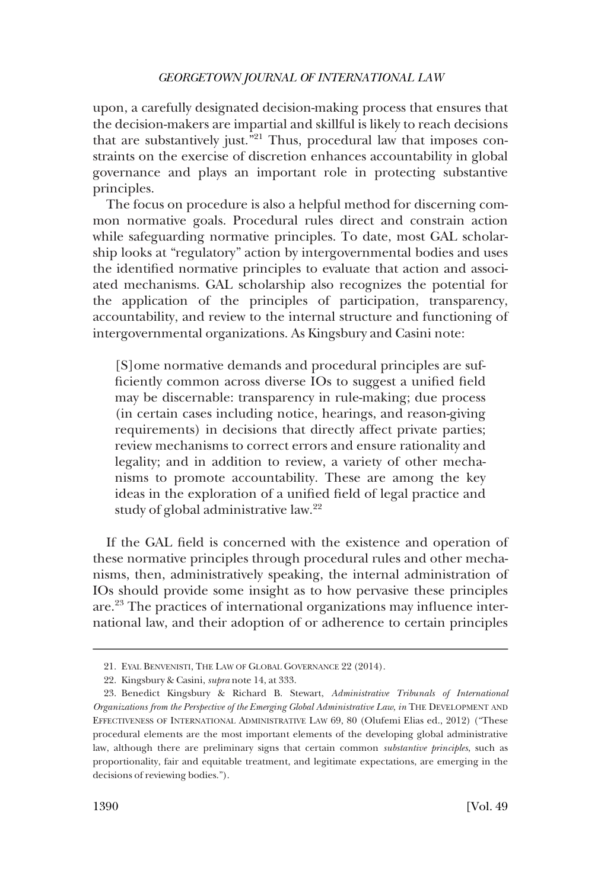upon, a carefully designated decision-making process that ensures that the decision-makers are impartial and skillful is likely to reach decisions that are substantively just."[21] Thus, procedural law that imposes constraints on the exercise of discretion enhances accountability in global governance and plays an important role in protecting substantive principles.

The focus on procedure is also a helpful method for discerning common normative goals. Procedural rules direct and constrain action while safeguarding normative principles. To date, most GAL scholarship looks at "regulatory" action by intergovernmental bodies and uses the identified normative principles to evaluate that action and associated mechanisms. GAL scholarship also recognizes the potential for the application of the principles of participation, transparency, accountability, and review to the internal structure and functioning of intergovernmental organizations. As Kingsbury and Casini note:

> [S]ome normative demands and procedural principles are sufficiently common across diverse IOs to suggest a unified field may be discernable: transparency in rule-making; due process (in certain cases including notice, hearings, and reason-giving requirements) in decisions that directly affect private parties; review mechanisms to correct errors and ensure rationality and legality; and in addition to review, a variety of other mechanisms to promote accountability. These are among the key ideas in the exploration of a unified field of legal practice and study of global administrative law.[22]

If the GAL field is concerned with the existence and operation of these normative principles through procedural rules and other mechanisms, then, administratively speaking, the internal administration of IOs should provide some insight as to how pervasive these principles are.[23] The practices of international organizations may influence international law, and their adoption of or adherence to certain principles

---

21. EYAL BENVENISTI, THE LAW OF GLOBAL GOVERNANCE 22 (2014).

22. Kingsbury & Casini, *supra* note 14, at 333.

23. Benedict Kingsbury & Richard B. Stewart, *Administrative Tribunals of International Organizations from the Perspective of the Emerging Global Administrative Law*, *in* THE DEVELOPMENT AND EFFECTIVENESS OF INTERNATIONAL ADMINISTRATIVE LAW 69, 80 (Olufemi Elias ed., 2012) ("These procedural elements are the most important elements of the developing global administrative law, although there are preliminary signs that certain common *substantive principles*, such as proportionality, fair and equitable treatment, and legitimate expectations, are emerging in the decisions of reviewing bodies.").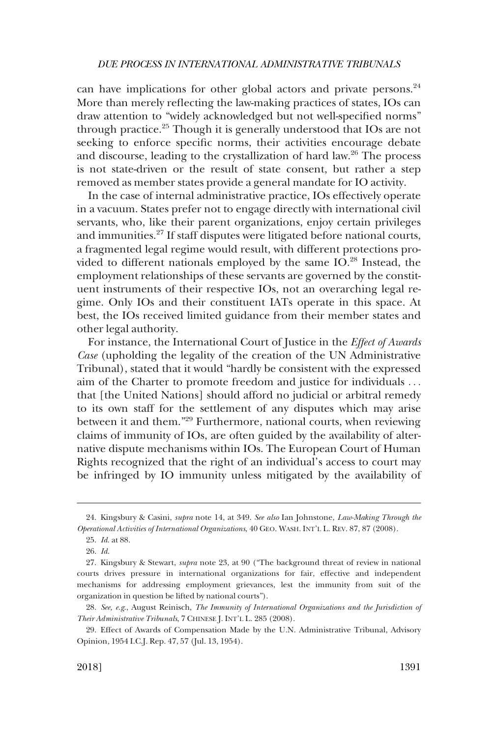can have implications for other global actors and private persons.[24] More than merely reflecting the law-making practices of states, IOs can draw attention to "widely acknowledged but not well-specified norms" through practice.[25] Though it is generally understood that IOs are not seeking to enforce specific norms, their activities encourage debate and discourse, leading to the crystallization of hard law.[26] The process is not state-driven or the result of state consent, but rather a step removed as member states provide a general mandate for IO activity.

In the case of internal administrative practice, IOs effectively operate in a vacuum. States prefer not to engage directly with international civil servants, who, like their parent organizations, enjoy certain privileges and immunities.[27] If staff disputes were litigated before national courts, a fragmented legal regime would result, with different protections provided to different nationals employed by the same IO.[28] Instead, the employment relationships of these servants are governed by the constituent instruments of their respective IOs, not an overarching legal regime. Only IOs and their constituent IATs operate in this space. At best, the IOs received limited guidance from their member states and other legal authority.

For instance, the International Court of Justice in the *Effect of Awards Case* (upholding the legality of the creation of the UN Administrative Tribunal), stated that it would "hardly be consistent with the expressed aim of the Charter to promote freedom and justice for individuals . . . that [the United Nations] should afford no judicial or arbitral remedy to its own staff for the settlement of any disputes which may arise between it and them."[29] Furthermore, national courts, when reviewing claims of immunity of IOs, are often guided by the availability of alternative dispute mechanisms within IOs. The European Court of Human Rights recognized that the right of an individual's access to court may be infringed by IO immunity unless mitigated by the availability of

---

24. Kingsbury & Casini, *supra* note 14, at 349. *See also* Ian Johnstone, *Law-Making Through the Operational Activities of International Organizations*, 40 GEO. WASH. INT'L L. REV. 87, 87 (2008).

25. *Id.* at 88.

26. *Id.*

27. Kingsbury & Stewart, *supra* note 23, at 90 ("The background threat of review in national courts drives pressure in international organizations for fair, effective and independent mechanisms for addressing employment grievances, lest the immunity from suit of the organization in question be lifted by national courts").

28. *See, e.g.*, August Reinisch, *The Immunity of International Organizations and the Jurisdiction of Their Administrative Tribunals*, 7 CHINESE J. INT'L L. 285 (2008).

29. Effect of Awards of Compensation Made by the U.N. Administrative Tribunal, Advisory Opinion, 1954 I.C.J. Rep. 47, 57 (Jul. 13, 1954).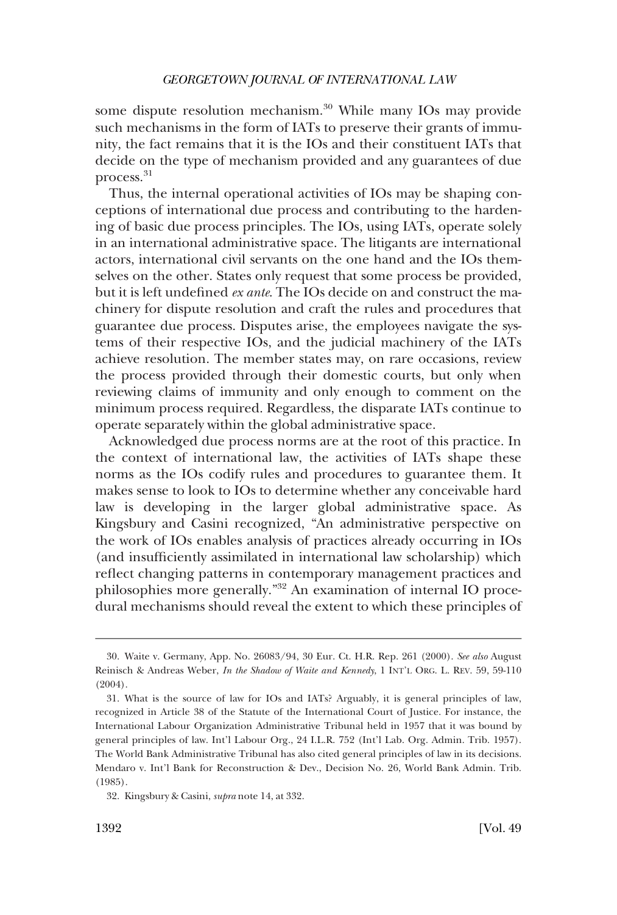some dispute resolution mechanism.[30] While many IOs may provide such mechanisms in the form of IATs to preserve their grants of immunity, the fact remains that it is the IOs and their constituent IATs that decide on the type of mechanism provided and any guarantees of due process.[31]

Thus, the internal operational activities of IOs may be shaping conceptions of international due process and contributing to the hardening of basic due process principles. The IOs, using IATs, operate solely in an international administrative space. The litigants are international actors, international civil servants on the one hand and the IOs themselves on the other. States only request that some process be provided, but it is left undefined *ex ante*. The IOs decide on and construct the machinery for dispute resolution and craft the rules and procedures that guarantee due process. Disputes arise, the employees navigate the systems of their respective IOs, and the judicial machinery of the IATs achieve resolution. The member states may, on rare occasions, review the process provided through their domestic courts, but only when reviewing claims of immunity and only enough to comment on the minimum process required. Regardless, the disparate IATs continue to operate separately within the global administrative space.

Acknowledged due process norms are at the root of this practice. In the context of international law, the activities of IATs shape these norms as the IOs codify rules and procedures to guarantee them. It makes sense to look to IOs to determine whether any conceivable hard law is developing in the larger global administrative space. As Kingsbury and Casini recognized, "An administrative perspective on the work of IOs enables analysis of practices already occurring in IOs (and insufficiently assimilated in international law scholarship) which reflect changing patterns in contemporary management practices and philosophies more generally."[32] An examination of internal IO procedural mechanisms should reveal the extent to which these principles of

---

30. Waite v. Germany, App. No. 26083/94, 30 Eur. Ct. H.R. Rep. 261 (2000). *See also* August Reinisch & Andreas Weber, *In the Shadow of Waite and Kennedy*, 1 INT'L ORG. L. REV. 59, 59-110 (2004).

31. What is the source of law for IOs and IATs? Arguably, it is general principles of law, recognized in Article 38 of the Statute of the International Court of Justice. For instance, the International Labour Organization Administrative Tribunal held in 1957 that it was bound by general principles of law. Int'l Labour Org., 24 I.L.R. 752 (Int'l Lab. Org. Admin. Trib. 1957). The World Bank Administrative Tribunal has also cited general principles of law in its decisions. Mendaro v. Int'l Bank for Reconstruction & Dev., Decision No. 26, World Bank Admin. Trib. (1985).

32. Kingsbury & Casini, *supra* note 14, at 332.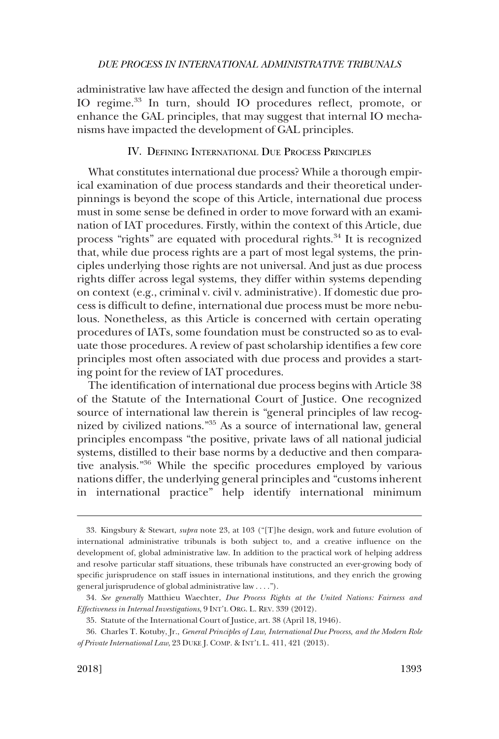administrative law have affected the design and function of the internal IO regime.[33] In turn, should IO procedures reflect, promote, or enhance the GAL principles, that may suggest that internal IO mechanisms have impacted the development of GAL principles.

## IV. Defining International Due Process Principles

What constitutes international due process? While a thorough empirical examination of due process standards and their theoretical underpinnings is beyond the scope of this Article, international due process must in some sense be defined in order to move forward with an examination of IAT procedures. Firstly, within the context of this Article, due process "rights" are equated with procedural rights.[34] It is recognized that, while due process rights are a part of most legal systems, the principles underlying those rights are not universal. And just as due process rights differ across legal systems, they differ within systems depending on context (e.g., criminal v. civil v. administrative). If domestic due process is difficult to define, international due process must be more nebulous. Nonetheless, as this Article is concerned with certain operating procedures of IATs, some foundation must be constructed so as to evaluate those procedures. A review of past scholarship identifies a few core principles most often associated with due process and provides a starting point for the review of IAT procedures.

The identification of international due process begins with Article 38 of the Statute of the International Court of Justice. One recognized source of international law therein is "general principles of law recognized by civilized nations."[35] As a source of international law, general principles encompass "the positive, private laws of all national judicial systems, distilled to their base norms by a deductive and then comparative analysis."[36] While the specific procedures employed by various nations differ, the underlying general principles and "customs inherent in international practice" help identify international minimum

---

33. Kingsbury & Stewart, *supra* note 23, at 103 ("[T]he design, work and future evolution of international administrative tribunals is both subject to, and a creative influence on the development of, global administrative law. In addition to the practical work of helping address and resolve particular staff situations, these tribunals have constructed an ever-growing body of specific jurisprudence on staff issues in international institutions, and they enrich the growing general jurisprudence of global administrative law . . . .").

34. *See generally* Matthieu Waechter, *Due Process Rights at the United Nations: Fairness and Effectiveness in Internal Investigations*, 9 INT'L ORG. L. REV. 339 (2012).

35. Statute of the International Court of Justice, art. 38 (April 18, 1946).

36. Charles T. Kotuby, Jr., *General Principles of Law, International Due Process, and the Modern Role of Private International Law*, 23 DUKE J. COMP. & INT'L L. 411, 421 (2013).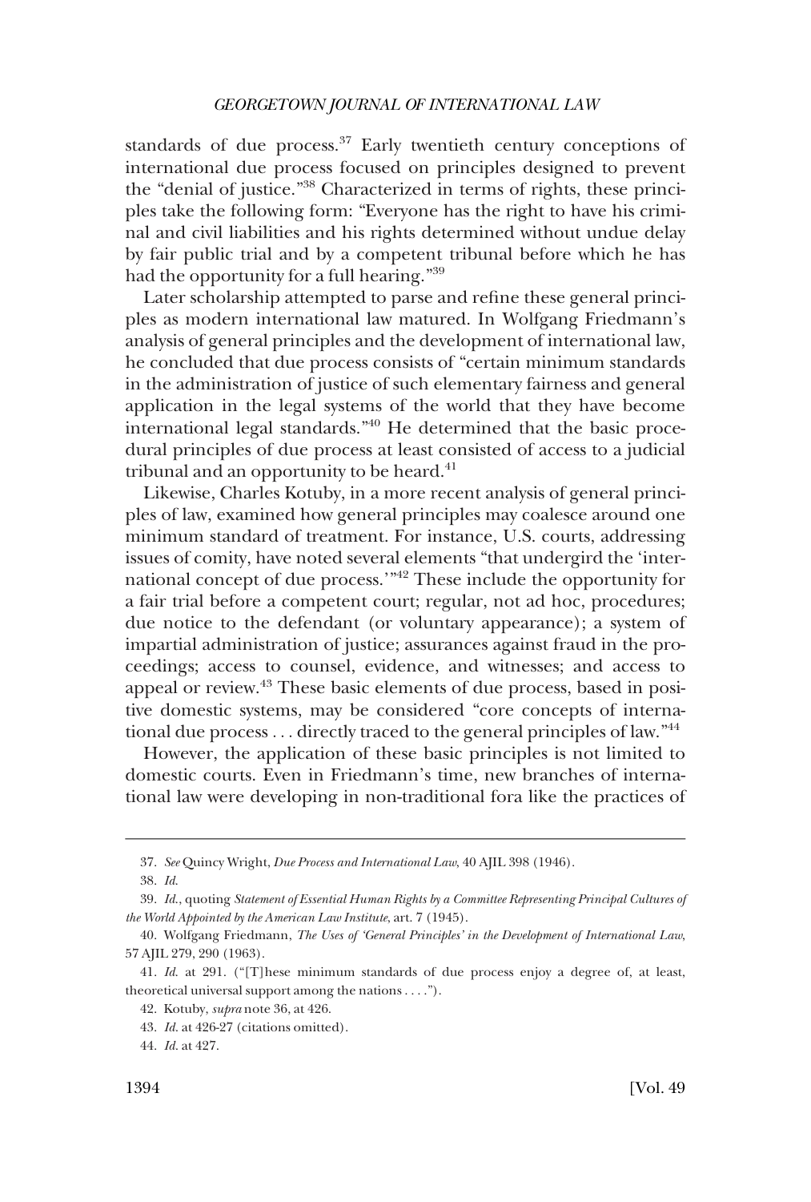standards of due process.[37] Early twentieth century conceptions of international due process focused on principles designed to prevent the "denial of justice."[38] Characterized in terms of rights, these principles take the following form: "Everyone has the right to have his criminal and civil liabilities and his rights determined without undue delay by fair public trial and by a competent tribunal before which he has had the opportunity for a full hearing."[39]

Later scholarship attempted to parse and refine these general principles as modern international law matured. In Wolfgang Friedmann's analysis of general principles and the development of international law, he concluded that due process consists of "certain minimum standards in the administration of justice of such elementary fairness and general application in the legal systems of the world that they have become international legal standards."[40] He determined that the basic procedural principles of due process at least consisted of access to a judicial tribunal and an opportunity to be heard.[41]

Likewise, Charles Kotuby, in a more recent analysis of general principles of law, examined how general principles may coalesce around one minimum standard of treatment. For instance, U.S. courts, addressing issues of comity, have noted several elements "that undergird the 'international concept of due process.'"[42] These include the opportunity for a fair trial before a competent court; regular, not ad hoc, procedures; due notice to the defendant (or voluntary appearance); a system of impartial administration of justice; assurances against fraud in the proceedings; access to counsel, evidence, and witnesses; and access to appeal or review.[43] These basic elements of due process, based in positive domestic systems, may be considered "core concepts of international due process . . . directly traced to the general principles of law."[44]

However, the application of these basic principles is not limited to domestic courts. Even in Friedmann's time, new branches of international law were developing in non-traditional fora like the practices of

---

37. *See* Quincy Wright, *Due Process and International Law*, 40 AJIL 398 (1946).

38. *Id.*

39. *Id.*, quoting *Statement of Essential Human Rights by a Committee Representing Principal Cultures of the World Appointed by the American Law Institute*, art. 7 (1945).

40. Wolfgang Friedmann, *The Uses of 'General Principles' in the Development of International Law*, 57 AJIL 279, 290 (1963).

41. *Id.* at 291. ("[T]hese minimum standards of due process enjoy a degree of, at least, theoretical universal support among the nations . . . .").

42. Kotuby, *supra* note 36, at 426.

43. *Id.* at 426-27 (citations omitted).

44. *Id.* at 427.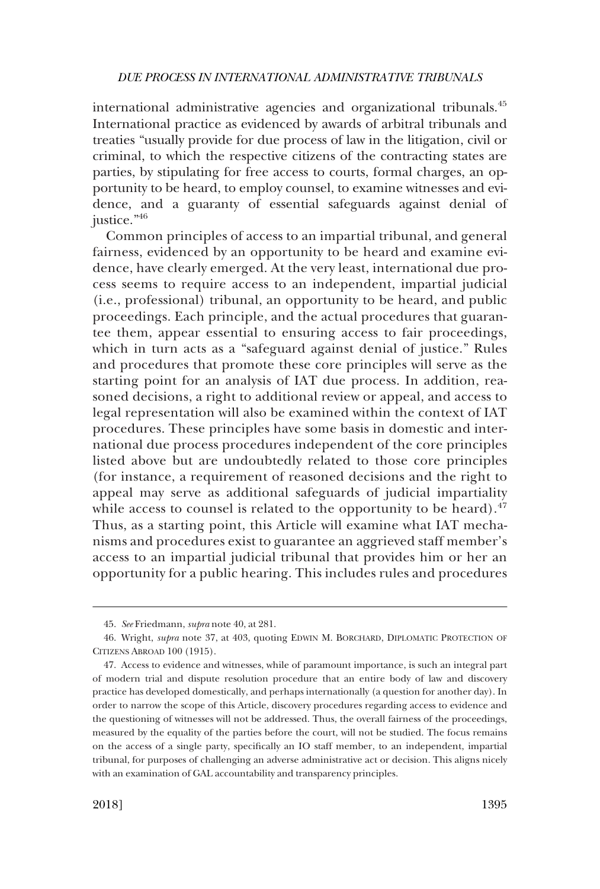international administrative agencies and organizational tribunals.[45] International practice as evidenced by awards of arbitral tribunals and treaties "usually provide for due process of law in the litigation, civil or criminal, to which the respective citizens of the contracting states are parties, by stipulating for free access to courts, formal charges, an opportunity to be heard, to employ counsel, to examine witnesses and evidence, and a guaranty of essential safeguards against denial of justice."[46]

Common principles of access to an impartial tribunal, and general fairness, evidenced by an opportunity to be heard and examine evidence, have clearly emerged. At the very least, international due process seems to require access to an independent, impartial judicial (i.e., professional) tribunal, an opportunity to be heard, and public proceedings. Each principle, and the actual procedures that guarantee them, appear essential to ensuring access to fair proceedings, which in turn acts as a "safeguard against denial of justice." Rules and procedures that promote these core principles will serve as the starting point for an analysis of IAT due process. In addition, reasoned decisions, a right to additional review or appeal, and access to legal representation will also be examined within the context of IAT procedures. These principles have some basis in domestic and international due process procedures independent of the core principles listed above but are undoubtedly related to those core principles (for instance, a requirement of reasoned decisions and the right to appeal may serve as additional safeguards of judicial impartiality while access to counsel is related to the opportunity to be heard).[47] Thus, as a starting point, this Article will examine what IAT mechanisms and procedures exist to guarantee an aggrieved staff member's access to an impartial judicial tribunal that provides him or her an opportunity for a public hearing. This includes rules and procedures

---

45. *See* Friedmann, *supra* note 40, at 281.

46. Wright, *supra* note 37, at 403, quoting EDWIN M. BORCHARD, DIPLOMATIC PROTECTION OF CITIZENS ABROAD 100 (1915).

47. Access to evidence and witnesses, while of paramount importance, is such an integral part of modern trial and dispute resolution procedure that an entire body of law and discovery practice has developed domestically, and perhaps internationally (a question for another day). In order to narrow the scope of this Article, discovery procedures regarding access to evidence and the questioning of witnesses will not be addressed. Thus, the overall fairness of the proceedings, measured by the equality of the parties before the court, will not be studied. The focus remains on the access of a single party, specifically an IO staff member, to an independent, impartial tribunal, for purposes of challenging an adverse administrative act or decision. This aligns nicely with an examination of GAL accountability and transparency principles.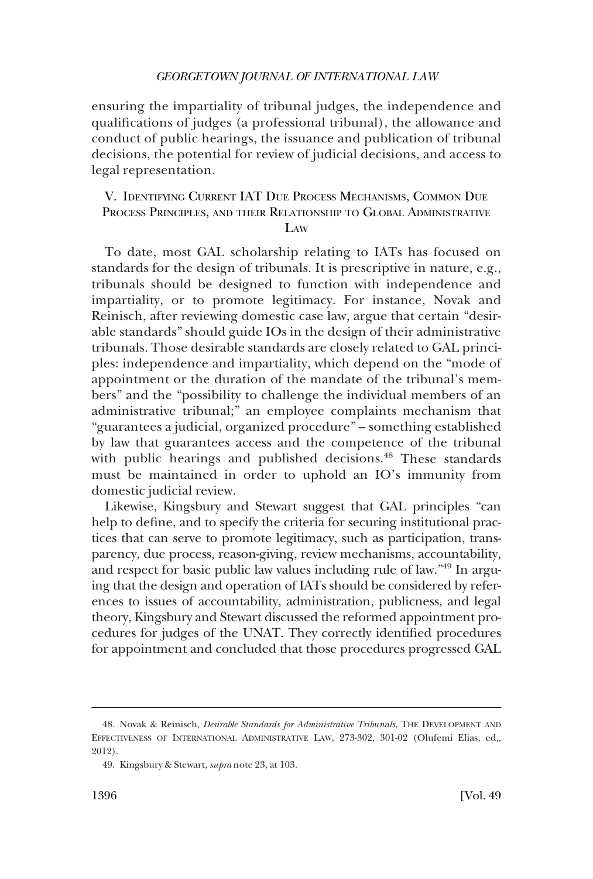ensuring the impartiality of tribunal judges, the independence and qualifications of judges (a professional tribunal), the allowance and conduct of public hearings, the issuance and publication of tribunal decisions, the potential for review of judicial decisions, and access to legal representation.

## V. Identifying Current IAT Due Process Mechanisms, Common Due Process Principles, and their Relationship to Global Administrative Law

To date, most GAL scholarship relating to IATs has focused on standards for the design of tribunals. It is prescriptive in nature, e.g., tribunals should be designed to function with independence and impartiality, or to promote legitimacy. For instance, Novak and Reinisch, after reviewing domestic case law, argue that certain "desirable standards" should guide IOs in the design of their administrative tribunals. Those desirable standards are closely related to GAL principles: independence and impartiality, which depend on the "mode of appointment or the duration of the mandate of the tribunal's members" and the "possibility to challenge the individual members of an administrative tribunal;" an employee complaints mechanism that "guarantees a judicial, organized procedure" – something established by law that guarantees access and the competence of the tribunal with public hearings and published decisions.[48] These standards must be maintained in order to uphold an IO's immunity from domestic judicial review.

Likewise, Kingsbury and Stewart suggest that GAL principles "can help to define, and to specify the criteria for securing institutional practices that can serve to promote legitimacy, such as participation, transparency, due process, reason-giving, review mechanisms, accountability, and respect for basic public law values including rule of law."[49] In arguing that the design and operation of IATs should be considered by references to issues of accountability, administration, publicness, and legal theory, Kingsbury and Stewart discussed the reformed appointment procedures for judges of the UNAT. They correctly identified procedures for appointment and concluded that those procedures progressed GAL

---

48. Novak & Reinisch, *Desirable Standards for Administrative Tribunals*, The Development and Effectiveness of International Administrative Law, 273-302, 301-02 (Olufemi Elias, ed,, 2012).

49. Kingsbury & Stewart, *supra* note 23, at 103.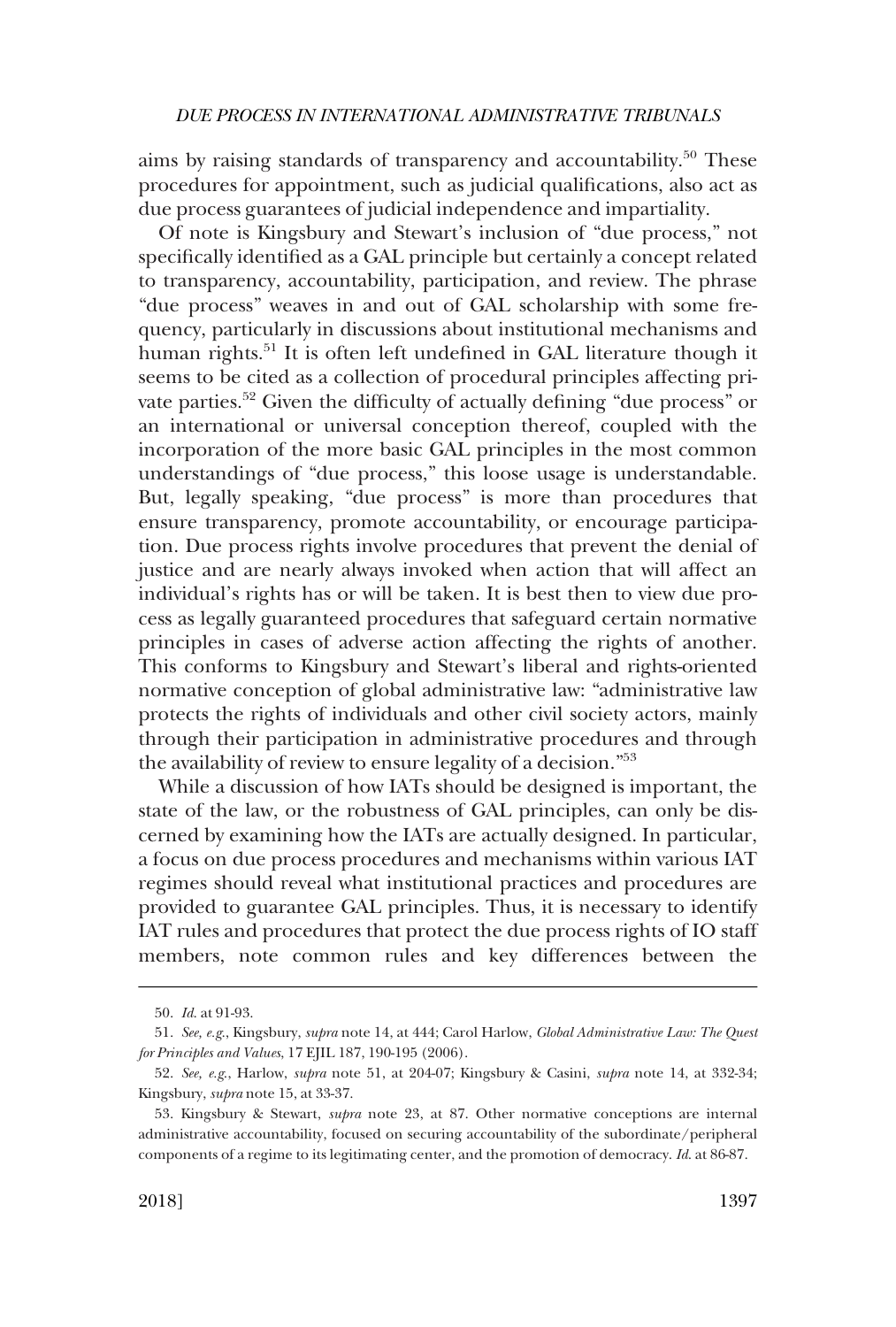aims by raising standards of transparency and accountability.[50] These procedures for appointment, such as judicial qualifications, also act as due process guarantees of judicial independence and impartiality.

Of note is Kingsbury and Stewart's inclusion of "due process," not specifically identified as a GAL principle but certainly a concept related to transparency, accountability, participation, and review. The phrase "due process" weaves in and out of GAL scholarship with some frequency, particularly in discussions about institutional mechanisms and human rights.[51] It is often left undefined in GAL literature though it seems to be cited as a collection of procedural principles affecting private parties.[52] Given the difficulty of actually defining "due process" or an international or universal conception thereof, coupled with the incorporation of the more basic GAL principles in the most common understandings of "due process," this loose usage is understandable. But, legally speaking, "due process" is more than procedures that ensure transparency, promote accountability, or encourage participation. Due process rights involve procedures that prevent the denial of justice and are nearly always invoked when action that will affect an individual's rights has or will be taken. It is best then to view due process as legally guaranteed procedures that safeguard certain normative principles in cases of adverse action affecting the rights of another. This conforms to Kingsbury and Stewart's liberal and rights-oriented normative conception of global administrative law: "administrative law protects the rights of individuals and other civil society actors, mainly through their participation in administrative procedures and through the availability of review to ensure legality of a decision."[53]

While a discussion of how IATs should be designed is important, the state of the law, or the robustness of GAL principles, can only be discerned by examining how the IATs are actually designed. In particular, a focus on due process procedures and mechanisms within various IAT regimes should reveal what institutional practices and procedures are provided to guarantee GAL principles. Thus, it is necessary to identify IAT rules and procedures that protect the due process rights of IO staff members, note common rules and key differences between the

---

50. *Id.* at 91-93.

51. *See, e.g.*, Kingsbury, *supra* note 14, at 444; Carol Harlow, *Global Administrative Law: The Quest for Principles and Values*, 17 EJIL 187, 190-195 (2006).

52. *See, e.g.*, Harlow, *supra* note 51, at 204-07; Kingsbury & Casini, *supra* note 14, at 332-34; Kingsbury, *supra* note 15, at 33-37.

53. Kingsbury & Stewart, *supra* note 23, at 87. Other normative conceptions are internal administrative accountability, focused on securing accountability of the subordinate/peripheral components of a regime to its legitimating center, and the promotion of democracy. *Id.* at 86-87.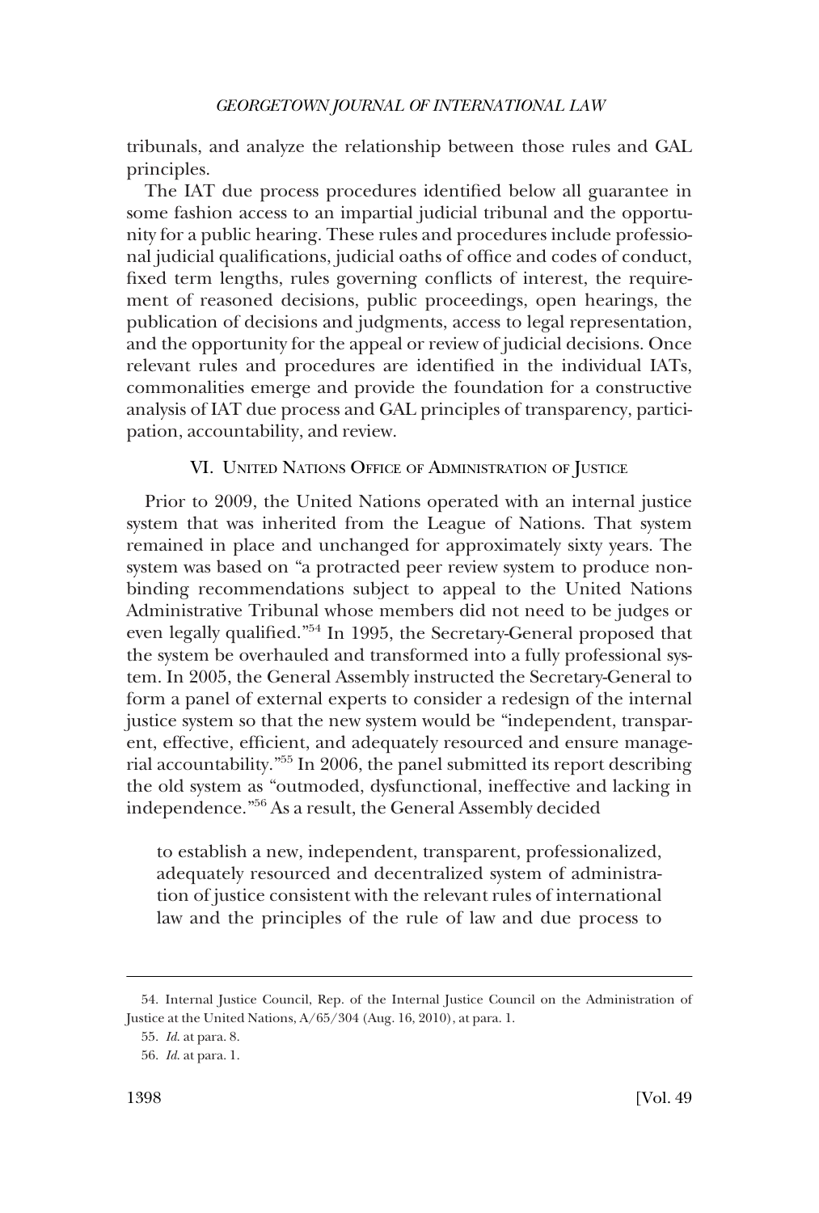tribunals, and analyze the relationship between those rules and GAL principles.

The IAT due process procedures identified below all guarantee in some fashion access to an impartial judicial tribunal and the opportunity for a public hearing. These rules and procedures include professional judicial qualifications, judicial oaths of office and codes of conduct, fixed term lengths, rules governing conflicts of interest, the requirement of reasoned decisions, public proceedings, open hearings, the publication of decisions and judgments, access to legal representation, and the opportunity for the appeal or review of judicial decisions. Once relevant rules and procedures are identified in the individual IATs, commonalities emerge and provide the foundation for a constructive analysis of IAT due process and GAL principles of transparency, participation, accountability, and review.

## VI. United Nations Office of Administration of Justice

Prior to 2009, the United Nations operated with an internal justice system that was inherited from the League of Nations. That system remained in place and unchanged for approximately sixty years. The system was based on "a protracted peer review system to produce non-binding recommendations subject to appeal to the United Nations Administrative Tribunal whose members did not need to be judges or even legally qualified."[54] In 1995, the Secretary-General proposed that the system be overhauled and transformed into a fully professional system. In 2005, the General Assembly instructed the Secretary-General to form a panel of external experts to consider a redesign of the internal justice system so that the new system would be "independent, transparent, effective, efficient, and adequately resourced and ensure managerial accountability."[55] In 2006, the panel submitted its report describing the old system as "outmoded, dysfunctional, ineffective and lacking in independence."[56] As a result, the General Assembly decided

> to establish a new, independent, transparent, professionalized, adequately resourced and decentralized system of administration of justice consistent with the relevant rules of international law and the principles of the rule of law and due process to

---

54. Internal Justice Council, Rep. of the Internal Justice Council on the Administration of Justice at the United Nations, A/65/304 (Aug. 16, 2010), at para. 1.

55. *Id.* at para. 8.

56. *Id.* at para. 1.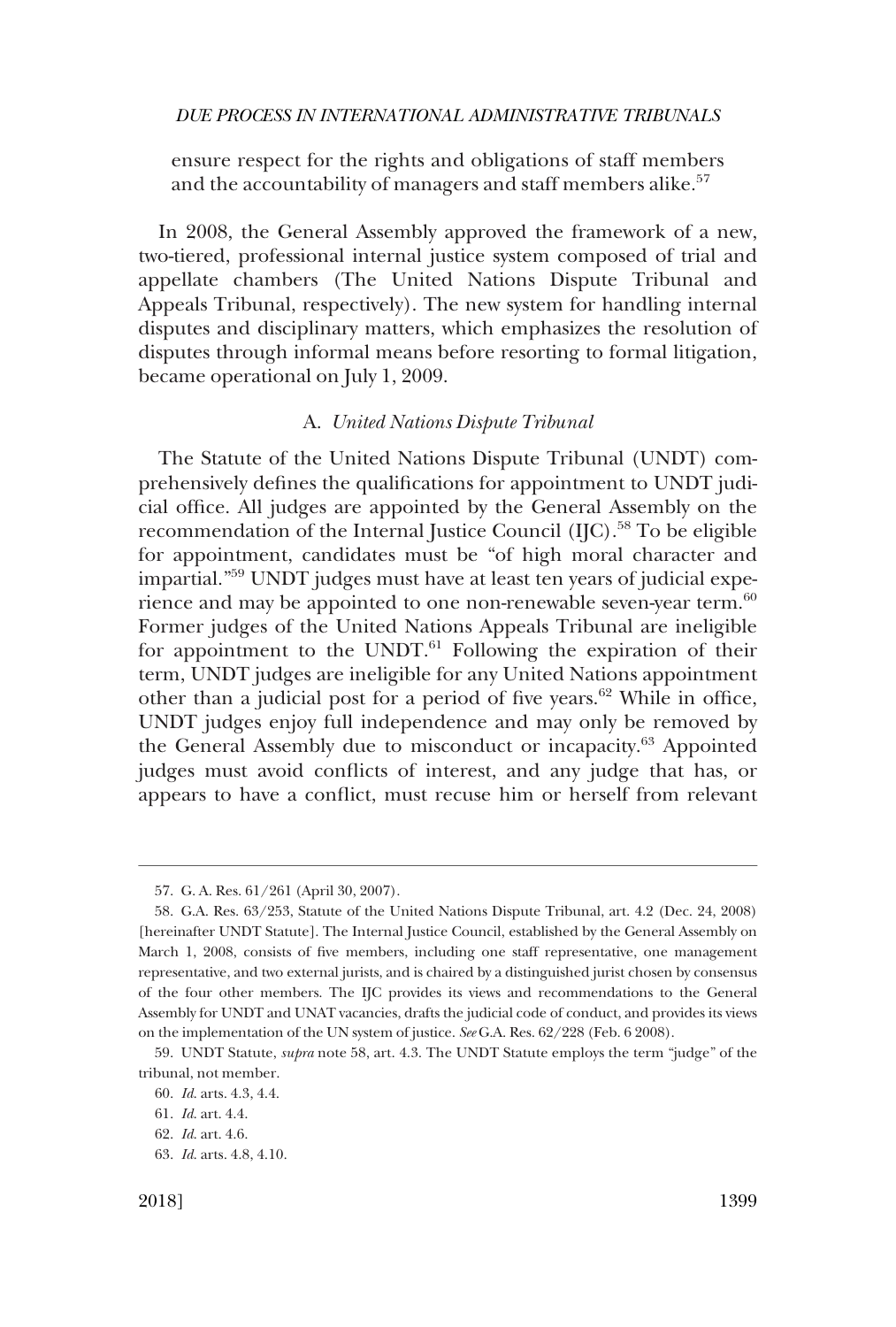ensure respect for the rights and obligations of staff members and the accountability of managers and staff members alike.[57]

In 2008, the General Assembly approved the framework of a new, two-tiered, professional internal justice system composed of trial and appellate chambers (The United Nations Dispute Tribunal and Appeals Tribunal, respectively). The new system for handling internal disputes and disciplinary matters, which emphasizes the resolution of disputes through informal means before resorting to formal litigation, became operational on July 1, 2009.

### A. *United Nations Dispute Tribunal*

The Statute of the United Nations Dispute Tribunal (UNDT) comprehensively defines the qualifications for appointment to UNDT judicial office. All judges are appointed by the General Assembly on the recommendation of the Internal Justice Council (IJC).[58] To be eligible for appointment, candidates must be "of high moral character and impartial."[59] UNDT judges must have at least ten years of judicial experience and may be appointed to one non-renewable seven-year term.[60] Former judges of the United Nations Appeals Tribunal are ineligible for appointment to the UNDT.[61] Following the expiration of their term, UNDT judges are ineligible for any United Nations appointment other than a judicial post for a period of five years.[62] While in office, UNDT judges enjoy full independence and may only be removed by the General Assembly due to misconduct or incapacity.[63] Appointed judges must avoid conflicts of interest, and any judge that has, or appears to have a conflict, must recuse him or herself from relevant

---

57. G. A. Res. 61/261 (April 30, 2007).

58. G.A. Res. 63/253, Statute of the United Nations Dispute Tribunal, art. 4.2 (Dec. 24, 2008) [hereinafter UNDT Statute]. The Internal Justice Council, established by the General Assembly on March 1, 2008, consists of five members, including one staff representative, one management representative, and two external jurists, and is chaired by a distinguished jurist chosen by consensus of the four other members. The IJC provides its views and recommendations to the General Assembly for UNDT and UNAT vacancies, drafts the judicial code of conduct, and provides its views on the implementation of the UN system of justice. *See* G.A. Res. 62/228 (Feb. 6 2008).

59. UNDT Statute, *supra* note 58, art. 4.3. The UNDT Statute employs the term "judge" of the tribunal, not member.

60. *Id.* arts. 4.3, 4.4.

61. *Id.* art. 4.4.

62. *Id.* art. 4.6.

63. *Id.* arts. 4.8, 4.10.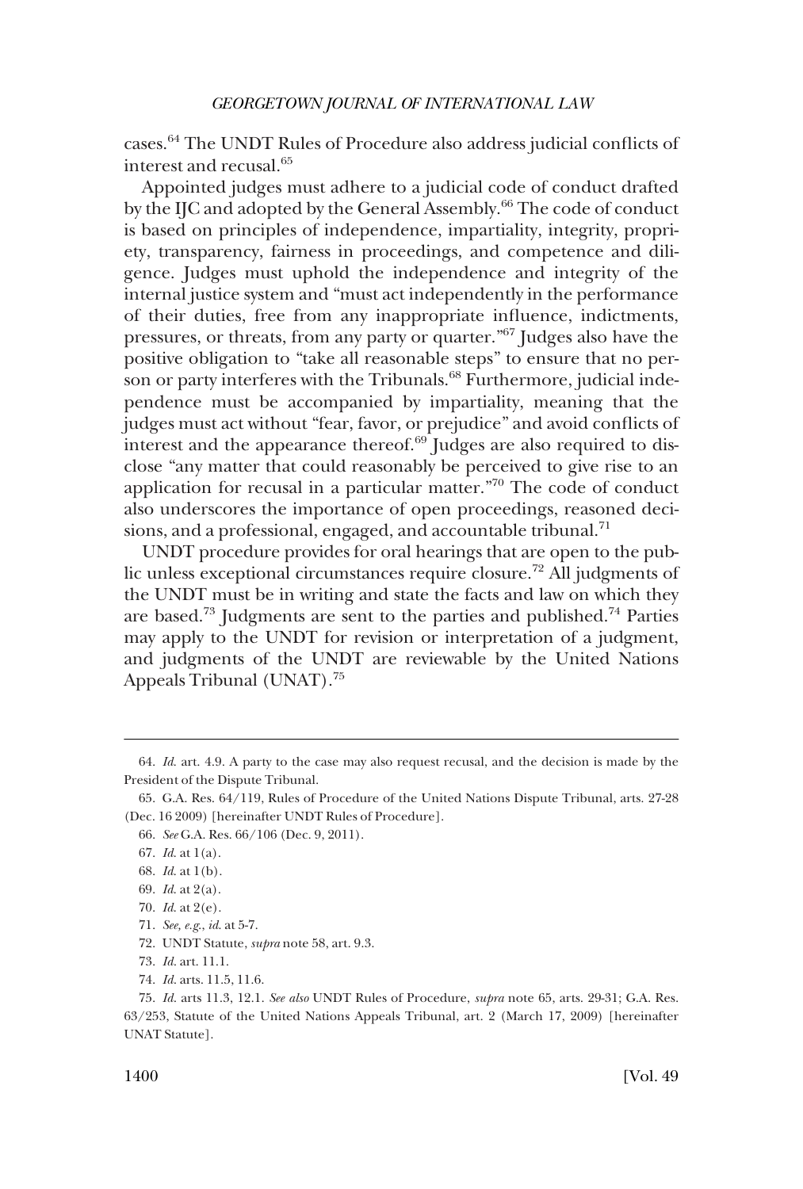cases.[64] The UNDT Rules of Procedure also address judicial conflicts of interest and recusal.[65]

Appointed judges must adhere to a judicial code of conduct drafted by the IJC and adopted by the General Assembly.[66] The code of conduct is based on principles of independence, impartiality, integrity, propriety, transparency, fairness in proceedings, and competence and diligence. Judges must uphold the independence and integrity of the internal justice system and "must act independently in the performance of their duties, free from any inappropriate influence, indictments, pressures, or threats, from any party or quarter."[67] Judges also have the positive obligation to "take all reasonable steps" to ensure that no person or party interferes with the Tribunals.[68] Furthermore, judicial independence must be accompanied by impartiality, meaning that the judges must act without "fear, favor, or prejudice" and avoid conflicts of interest and the appearance thereof.[69] Judges are also required to disclose "any matter that could reasonably be perceived to give rise to an application for recusal in a particular matter."[70] The code of conduct also underscores the importance of open proceedings, reasoned decisions, and a professional, engaged, and accountable tribunal.[71]

UNDT procedure provides for oral hearings that are open to the public unless exceptional circumstances require closure.[72] All judgments of the UNDT must be in writing and state the facts and law on which they are based.[73] Judgments are sent to the parties and published.[74] Parties may apply to the UNDT for revision or interpretation of a judgment, and judgments of the UNDT are reviewable by the United Nations Appeals Tribunal (UNAT).[75]

---

64. *Id.* art. 4.9. A party to the case may also request recusal, and the decision is made by the President of the Dispute Tribunal.

65. G.A. Res. 64/119, Rules of Procedure of the United Nations Dispute Tribunal, arts. 27-28 (Dec. 16 2009) [hereinafter UNDT Rules of Procedure].

66. *See* G.A. Res. 66/106 (Dec. 9, 2011).

67. *Id.* at 1(a).

68. *Id.* at 1(b).

69. *Id.* at 2(a).

70. *Id.* at 2(e).

71. *See, e.g., id.* at 5-7.

72. UNDT Statute, *supra* note 58, art. 9.3.

73. *Id.* art. 11.1.

74. *Id.* arts. 11.5, 11.6.

75. *Id.* arts 11.3, 12.1. *See also* UNDT Rules of Procedure, *supra* note 65, arts. 29-31; G.A. Res. 63/253, Statute of the United Nations Appeals Tribunal, art. 2 (March 17, 2009) [hereinafter UNAT Statute].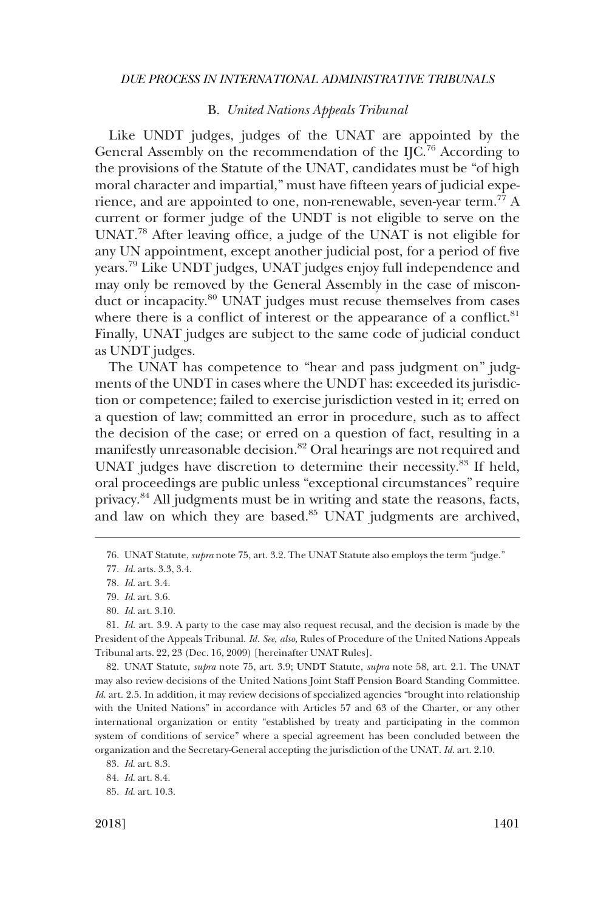### B. *United Nations Appeals Tribunal*

Like UNDT judges, judges of the UNAT are appointed by the General Assembly on the recommendation of the IJC.[76] According to the provisions of the Statute of the UNAT, candidates must be "of high moral character and impartial," must have fifteen years of judicial experience, and are appointed to one, non-renewable, seven-year term.[77] A current or former judge of the UNDT is not eligible to serve on the UNAT.[78] After leaving office, a judge of the UNAT is not eligible for any UN appointment, except another judicial post, for a period of five years.[79] Like UNDT judges, UNAT judges enjoy full independence and may only be removed by the General Assembly in the case of misconduct or incapacity.[80] UNAT judges must recuse themselves from cases where there is a conflict of interest or the appearance of a conflict.[81] Finally, UNAT judges are subject to the same code of judicial conduct as UNDT judges.

The UNAT has competence to "hear and pass judgment on" judgments of the UNDT in cases where the UNDT has: exceeded its jurisdiction or competence; failed to exercise jurisdiction vested in it; erred on a question of law; committed an error in procedure, such as to affect the decision of the case; or erred on a question of fact, resulting in a manifestly unreasonable decision.[82] Oral hearings are not required and UNAT judges have discretion to determine their necessity.[83] If held, oral proceedings are public unless "exceptional circumstances" require privacy.[84] All judgments must be in writing and state the reasons, facts, and law on which they are based.[85] UNAT judgments are archived,

---

76. UNAT Statute, *supra* note 75, art. 3.2. The UNAT Statute also employs the term "judge."

77. *Id.* arts. 3.3, 3.4.

78. *Id.* art. 3.4.

79. *Id.* art. 3.6.

80. *Id.* art. 3.10.

81. *Id.* art. 3.9. A party to the case may also request recusal, and the decision is made by the President of the Appeals Tribunal. *Id. See, also*, Rules of Procedure of the United Nations Appeals Tribunal arts. 22, 23 (Dec. 16, 2009) [hereinafter UNAT Rules].

82. UNAT Statute, *supra* note 75, art. 3.9; UNDT Statute, *supra* note 58, art. 2.1. The UNAT may also review decisions of the United Nations Joint Staff Pension Board Standing Committee. *Id.* art. 2.5. In addition, it may review decisions of specialized agencies "brought into relationship with the United Nations" in accordance with Articles 57 and 63 of the Charter, or any other international organization or entity "established by treaty and participating in the common system of conditions of service" where a special agreement has been concluded between the organization and the Secretary-General accepting the jurisdiction of the UNAT. *Id.* art. 2.10.

83. *Id.* art. 8.3.

84. *Id.* art. 8.4.

85. *Id.* art. 10.3.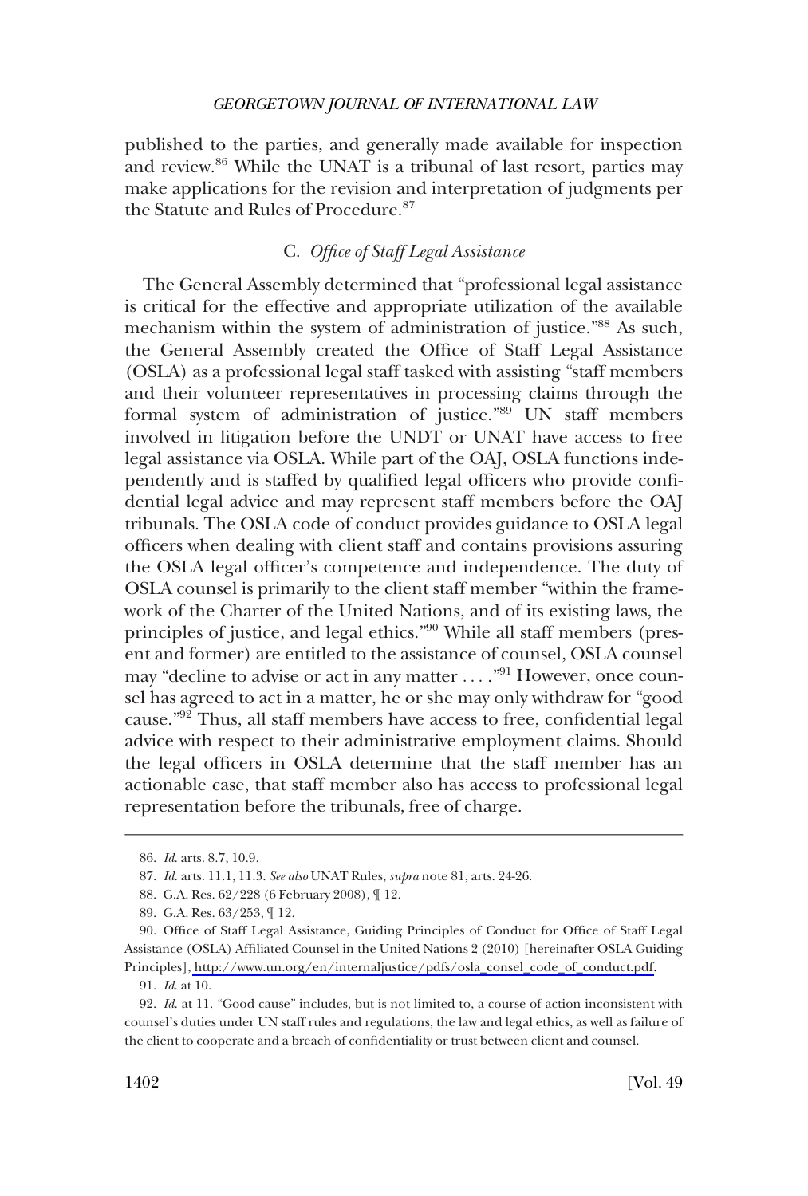published to the parties, and generally made available for inspection and review.[86] While the UNAT is a tribunal of last resort, parties may make applications for the revision and interpretation of judgments per the Statute and Rules of Procedure.[87]

### C. *Office of Staff Legal Assistance*

The General Assembly determined that "professional legal assistance is critical for the effective and appropriate utilization of the available mechanism within the system of administration of justice."[88] As such, the General Assembly created the Office of Staff Legal Assistance (OSLA) as a professional legal staff tasked with assisting "staff members and their volunteer representatives in processing claims through the formal system of administration of justice."[89] UN staff members involved in litigation before the UNDT or UNAT have access to free legal assistance via OSLA. While part of the OAJ, OSLA functions independently and is staffed by qualified legal officers who provide confidential legal advice and may represent staff members before the OAJ tribunals. The OSLA code of conduct provides guidance to OSLA legal officers when dealing with client staff and contains provisions assuring the OSLA legal officer's competence and independence. The duty of OSLA counsel is primarily to the client staff member "within the framework of the Charter of the United Nations, and of its existing laws, the principles of justice, and legal ethics."[90] While all staff members (present and former) are entitled to the assistance of counsel, OSLA counsel may "decline to advise or act in any matter . . . ."[91] However, once counsel has agreed to act in a matter, he or she may only withdraw for "good cause."[92] Thus, all staff members have access to free, confidential legal advice with respect to their administrative employment claims. Should the legal officers in OSLA determine that the staff member has an actionable case, that staff member also has access to professional legal representation before the tribunals, free of charge.

---

86. *Id.* arts. 8.7, 10.9.

87. *Id.* arts. 11.1, 11.3. *See also* UNAT Rules, *supra* note 81, arts. 24-26.

88. G.A. Res. 62/228 (6 February 2008), ¶ 12.

89. G.A. Res. 63/253, ¶ 12.

90. Office of Staff Legal Assistance, Guiding Principles of Conduct for Office of Staff Legal Assistance (OSLA) Affiliated Counsel in the United Nations 2 (2010) [hereinafter OSLA Guiding Principles], http://www.un.org/en/internaljustice/pdfs/osla_consel_code_of_conduct.pdf.

91. *Id.* at 10.

92. *Id.* at 11. "Good cause" includes, but is not limited to, a course of action inconsistent with counsel's duties under UN staff rules and regulations, the law and legal ethics, as well as failure of the client to cooperate and a breach of confidentiality or trust between client and counsel.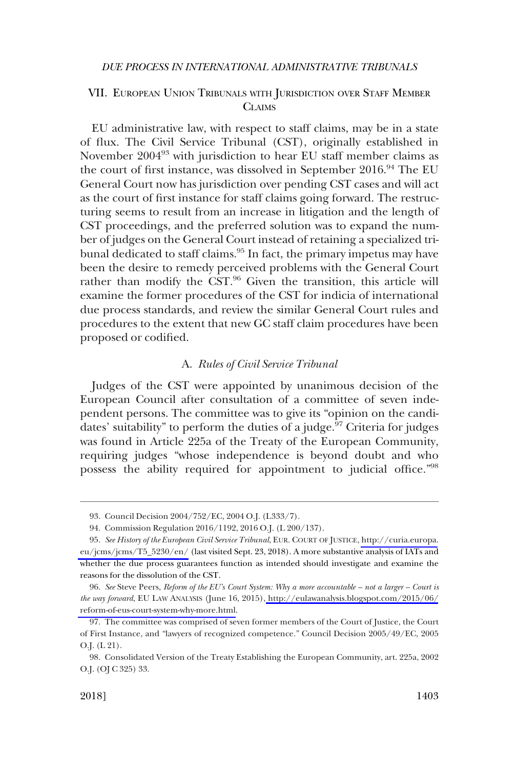## VII. EUROPEAN UNION TRIBUNALS WITH JURISDICTION OVER STAFF MEMBER CLAIMS

EU administrative law, with respect to staff claims, may be in a state of flux. The Civil Service Tribunal (CST), originally established in November 2004[93] with jurisdiction to hear EU staff member claims as the court of first instance, was dissolved in September 2016.[94] The EU General Court now has jurisdiction over pending CST cases and will act as the court of first instance for staff claims going forward. The restructuring seems to result from an increase in litigation and the length of CST proceedings, and the preferred solution was to expand the number of judges on the General Court instead of retaining a specialized tribunal dedicated to staff claims.[95] In fact, the primary impetus may have been the desire to remedy perceived problems with the General Court rather than modify the CST.[96] Given the transition, this article will examine the former procedures of the CST for indicia of international due process standards, and review the similar General Court rules and procedures to the extent that new GC staff claim procedures have been proposed or codified.

### A. *Rules of Civil Service Tribunal*

Judges of the CST were appointed by unanimous decision of the European Council after consultation of a committee of seven independent persons. The committee was to give its "opinion on the candidates' suitability" to perform the duties of a judge.[97] Criteria for judges was found in Article 225a of the Treaty of the European Community, requiring judges "whose independence is beyond doubt and who possess the ability required for appointment to judicial office."[98]

---

93. Council Decision 2004/752/EC, 2004 O.J. (L333/7).

94. Commission Regulation 2016/1192, 2016 O.J. (L 200/137).

95. *See History of the European Civil Service Tribunal*, EUR. COURT OF JUSTICE, http://curia.europa.eu/jcms/jcms/T5_5230/en/ (last visited Sept. 23, 2018). A more substantive analysis of IATs and whether the due process guarantees function as intended should investigate and examine the reasons for the dissolution of the CST.

96. *See* Steve Peers, *Reform of the EU's Court System: Why a more accountable – not a larger – Court is the way forward*, EU LAW ANALYSIS (June 16, 2015), http://eulawanalysis.blogspot.com/2015/06/reform-of-eus-court-system-why-more.html.

97. The committee was comprised of seven former members of the Court of Justice, the Court of First Instance, and "lawyers of recognized competence." Council Decision 2005/49/EC, 2005 O.J. (L 21).

98. Consolidated Version of the Treaty Establishing the European Community, art. 225a, 2002 O.J. (OJ C 325) 33.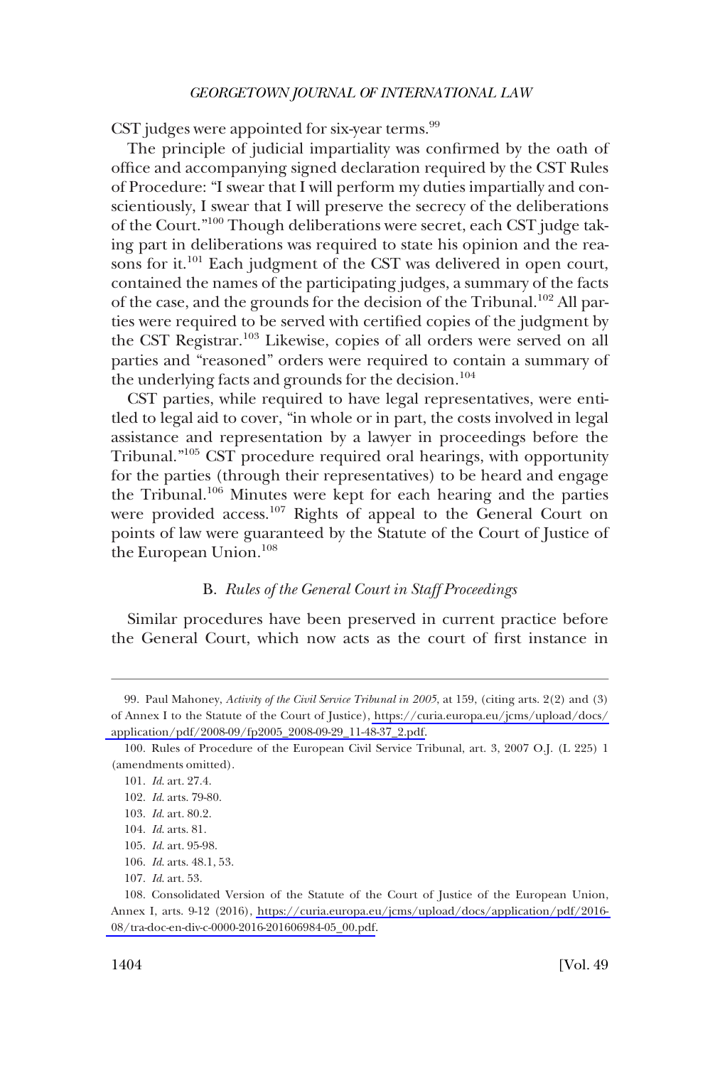CST judges were appointed for six-year terms.[99]

The principle of judicial impartiality was confirmed by the oath of office and accompanying signed declaration required by the CST Rules of Procedure: "I swear that I will perform my duties impartially and conscientiously, I swear that I will preserve the secrecy of the deliberations of the Court."[100] Though deliberations were secret, each CST judge taking part in deliberations was required to state his opinion and the reasons for it.[101] Each judgment of the CST was delivered in open court, contained the names of the participating judges, a summary of the facts of the case, and the grounds for the decision of the Tribunal.[102] All parties were required to be served with certified copies of the judgment by the CST Registrar.[103] Likewise, copies of all orders were served on all parties and "reasoned" orders were required to contain a summary of the underlying facts and grounds for the decision.[104]

CST parties, while required to have legal representatives, were entitled to legal aid to cover, "in whole or in part, the costs involved in legal assistance and representation by a lawyer in proceedings before the Tribunal."[105] CST procedure required oral hearings, with opportunity for the parties (through their representatives) to be heard and engage the Tribunal.[106] Minutes were kept for each hearing and the parties were provided access.[107] Rights of appeal to the General Court on points of law were guaranteed by the Statute of the Court of Justice of the European Union.[108]

### B. *Rules of the General Court in Staff Proceedings*

Similar procedures have been preserved in current practice before the General Court, which now acts as the court of first instance in

---

99. Paul Mahoney, *Activity of the Civil Service Tribunal in 2005*, at 159, (citing arts. 2(2) and (3) of Annex I to the Statute of the Court of Justice), https://curia.europa.eu/jcms/upload/docs/application/pdf/2008-09/fp2005_2008-09-29_11-48-37_2.pdf.

100. Rules of Procedure of the European Civil Service Tribunal, art. 3, 2007 O.J. (L 225) 1 (amendments omitted).

101. *Id.* art. 27.4.

102. *Id.* arts. 79-80.

103. *Id.* art. 80.2.

104. *Id.* arts. 81.

105. *Id.* art. 95-98.

106. *Id.* arts. 48.1, 53.

107. *Id.* art. 53.

108. Consolidated Version of the Statute of the Court of Justice of the European Union, Annex I, arts. 9-12 (2016), https://curia.europa.eu/jcms/upload/docs/application/pdf/2016-08/tra-doc-en-div-c-0000-2016-201606984-05_00.pdf.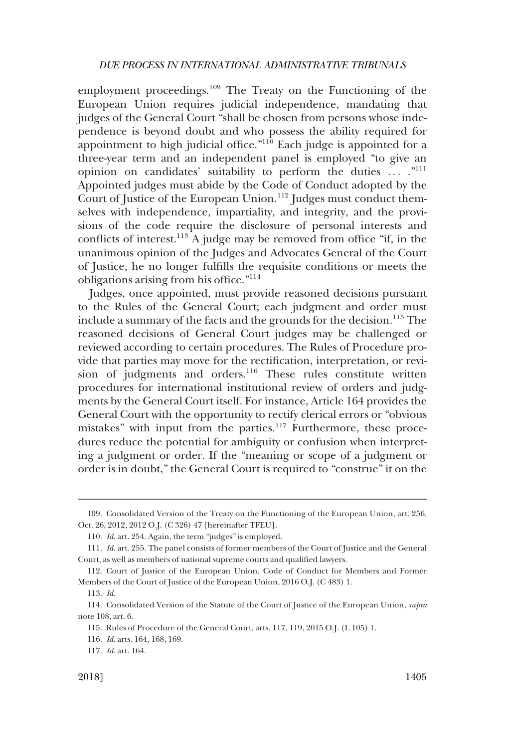employment proceedings.[109] The Treaty on the Functioning of the European Union requires judicial independence, mandating that judges of the General Court "shall be chosen from persons whose independence is beyond doubt and who possess the ability required for appointment to high judicial office."[110] Each judge is appointed for a three-year term and an independent panel is employed "to give an opinion on candidates' suitability to perform the duties . . . ."[111] Appointed judges must abide by the Code of Conduct adopted by the Court of Justice of the European Union.[112] Judges must conduct themselves with independence, impartiality, and integrity, and the provisions of the code require the disclosure of personal interests and conflicts of interest.[113] A judge may be removed from office "if, in the unanimous opinion of the Judges and Advocates General of the Court of Justice, he no longer fulfills the requisite conditions or meets the obligations arising from his office."[114]

Judges, once appointed, must provide reasoned decisions pursuant to the Rules of the General Court; each judgment and order must include a summary of the facts and the grounds for the decision.[115] The reasoned decisions of General Court judges may be challenged or reviewed according to certain procedures. The Rules of Procedure provide that parties may move for the rectification, interpretation, or revision of judgments and orders.[116] These rules constitute written procedures for international institutional review of orders and judgments by the General Court itself. For instance, Article 164 provides the General Court with the opportunity to rectify clerical errors or "obvious mistakes" with input from the parties.[117] Furthermore, these procedures reduce the potential for ambiguity or confusion when interpreting a judgment or order. If the "meaning or scope of a judgment or order is in doubt," the General Court is required to "construe" it on the

---

109. Consolidated Version of the Treaty on the Functioning of the European Union, art. 256, Oct. 26, 2012, 2012 O.J. (C 326) 47 [hereinafter TFEU].

110. *Id.* art. 254. Again, the term "judges" is employed.

111. *Id.* art. 255. The panel consists of former members of the Court of Justice and the General Court, as well as members of national supreme courts and qualified lawyers.

112. Court of Justice of the European Union, Code of Conduct for Members and Former Members of the Court of Justice of the European Union, 2016 O.J. (C 483) 1.

113. *Id.*

114. Consolidated Version of the Statute of the Court of Justice of the European Union, *supra* note 108, art. 6.

115. Rules of Procedure of the General Court, arts. 117, 119, 2015 O.J. (L 105) 1.

116. *Id.* arts. 164, 168, 169.

117. *Id.* art. 164.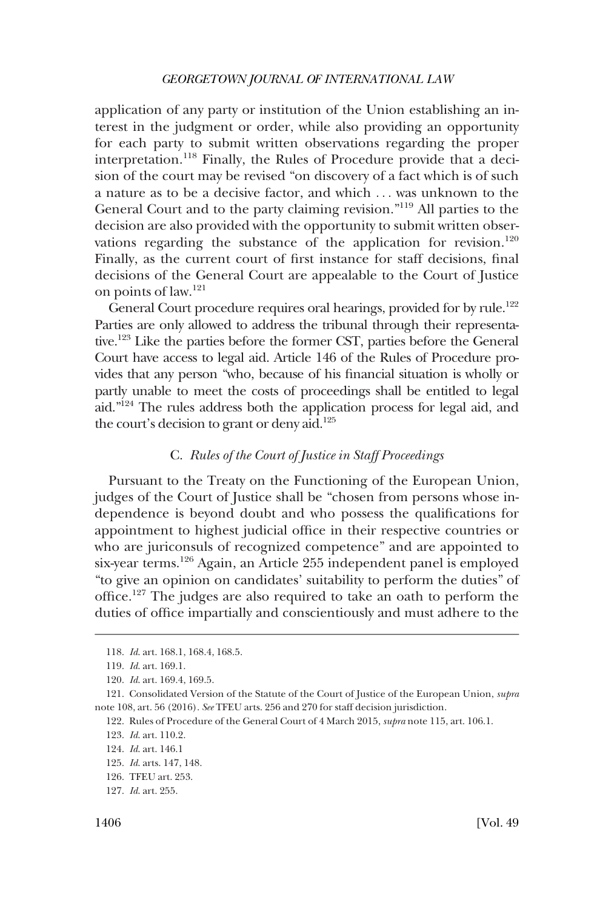application of any party or institution of the Union establishing an interest in the judgment or order, while also providing an opportunity for each party to submit written observations regarding the proper interpretation.[118] Finally, the Rules of Procedure provide that a decision of the court may be revised "on discovery of a fact which is of such a nature as to be a decisive factor, and which . . . was unknown to the General Court and to the party claiming revision."[119] All parties to the decision are also provided with the opportunity to submit written observations regarding the substance of the application for revision.[120] Finally, as the current court of first instance for staff decisions, final decisions of the General Court are appealable to the Court of Justice on points of law.[121]

General Court procedure requires oral hearings, provided for by rule.[122] Parties are only allowed to address the tribunal through their representative.[123] Like the parties before the former CST, parties before the General Court have access to legal aid. Article 146 of the Rules of Procedure provides that any person "who, because of his financial situation is wholly or partly unable to meet the costs of proceedings shall be entitled to legal aid."[124] The rules address both the application process for legal aid, and the court's decision to grant or deny aid.[125]

### C. *Rules of the Court of Justice in Staff Proceedings*

Pursuant to the Treaty on the Functioning of the European Union, judges of the Court of Justice shall be "chosen from persons whose independence is beyond doubt and who possess the qualifications for appointment to highest judicial office in their respective countries or who are juriconsuls of recognized competence" and are appointed to six-year terms.[126] Again, an Article 255 independent panel is employed "to give an opinion on candidates' suitability to perform the duties" of office.[127] The judges are also required to take an oath to perform the duties of office impartially and conscientiously and must adhere to the

---

118. *Id.* art. 168.1, 168.4, 168.5.

119. *Id.* art. 169.1.

120. *Id.* art. 169.4, 169.5.

121. Consolidated Version of the Statute of the Court of Justice of the European Union, *supra* note 108, art. 56 (2016). *See* TFEU arts. 256 and 270 for staff decision jurisdiction.

122. Rules of Procedure of the General Court of 4 March 2015, *supra* note 115, art. 106.1.

123. *Id.* art. 110.2.

124. *Id.* art. 146.1

125. *Id.* arts. 147, 148.

126. TFEU art. 253.

127. *Id.* art. 255.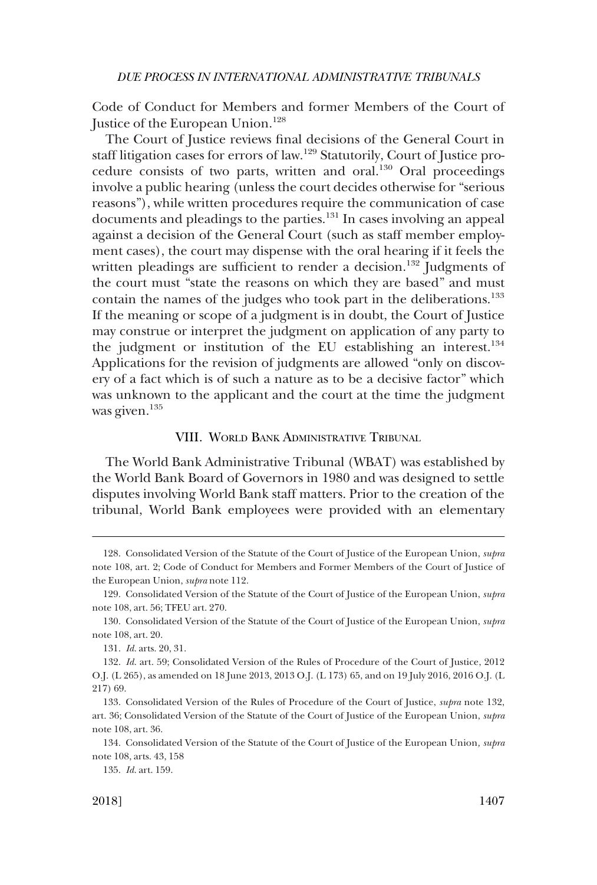Code of Conduct for Members and former Members of the Court of Justice of the European Union.[128]

The Court of Justice reviews final decisions of the General Court in staff litigation cases for errors of law.[129] Statutorily, Court of Justice procedure consists of two parts, written and oral.[130] Oral proceedings involve a public hearing (unless the court decides otherwise for "serious reasons"), while written procedures require the communication of case documents and pleadings to the parties.[131] In cases involving an appeal against a decision of the General Court (such as staff member employment cases), the court may dispense with the oral hearing if it feels the written pleadings are sufficient to render a decision.[132] Judgments of the court must "state the reasons on which they are based" and must contain the names of the judges who took part in the deliberations.[133] If the meaning or scope of a judgment is in doubt, the Court of Justice may construe or interpret the judgment on application of any party to the judgment or institution of the EU establishing an interest.[134] Applications for the revision of judgments are allowed "only on discovery of a fact which is of such a nature as to be a decisive factor" which was unknown to the applicant and the court at the time the judgment was given.[135]

## VIII. World Bank Administrative Tribunal

The World Bank Administrative Tribunal (WBAT) was established by the World Bank Board of Governors in 1980 and was designed to settle disputes involving World Bank staff matters. Prior to the creation of the tribunal, World Bank employees were provided with an elementary

---

128. Consolidated Version of the Statute of the Court of Justice of the European Union, *supra* note 108, art. 2; Code of Conduct for Members and Former Members of the Court of Justice of the European Union, *supra* note 112.

129. Consolidated Version of the Statute of the Court of Justice of the European Union, *supra* note 108, art. 56; TFEU art. 270.

130. Consolidated Version of the Statute of the Court of Justice of the European Union, *supra* note 108, art. 20.

131. *Id.* arts. 20, 31.

132. *Id.* art. 59; Consolidated Version of the Rules of Procedure of the Court of Justice, 2012 O.J. (L 265), as amended on 18 June 2013, 2013 O.J. (L 173) 65, and on 19 July 2016, 2016 O.J. (L 217) 69.

133. Consolidated Version of the Rules of Procedure of the Court of Justice, *supra* note 132, art. 36; Consolidated Version of the Statute of the Court of Justice of the European Union, *supra* note 108, art. 36.

134. Consolidated Version of the Statute of the Court of Justice of the European Union*, supra* note 108, arts. 43, 158

135. *Id.* art. 159.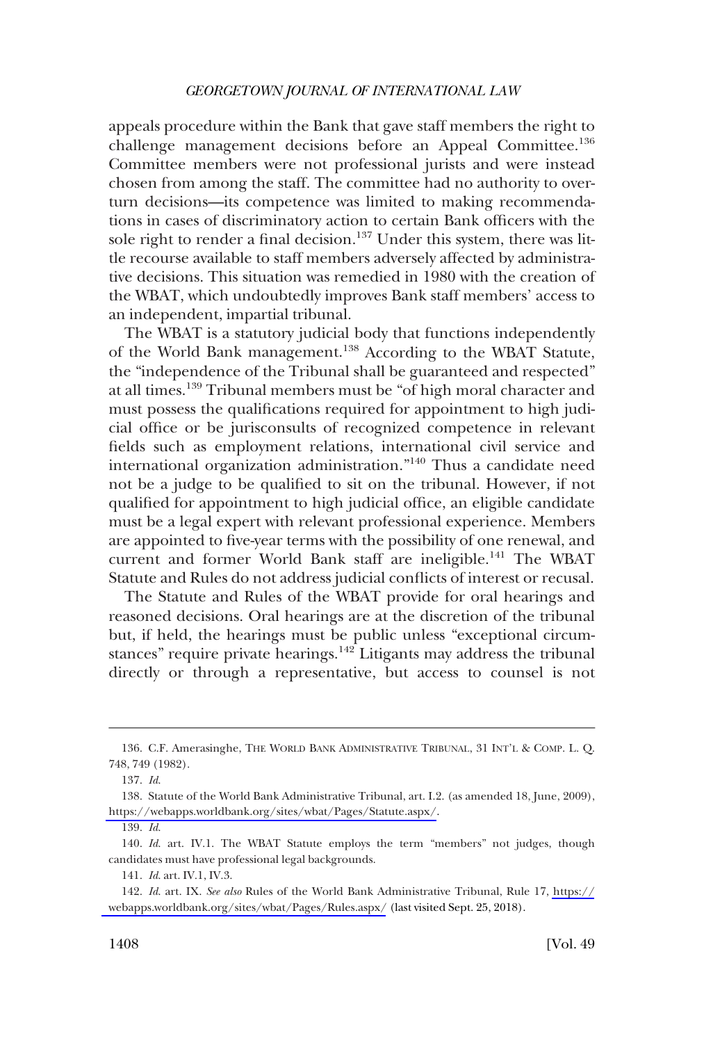appeals procedure within the Bank that gave staff members the right to challenge management decisions before an Appeal Committee.[136] Committee members were not professional jurists and were instead chosen from among the staff. The committee had no authority to overturn decisions—its competence was limited to making recommendations in cases of discriminatory action to certain Bank officers with the sole right to render a final decision.[137] Under this system, there was little recourse available to staff members adversely affected by administrative decisions. This situation was remedied in 1980 with the creation of the WBAT, which undoubtedly improves Bank staff members' access to an independent, impartial tribunal.

The WBAT is a statutory judicial body that functions independently of the World Bank management.[138] According to the WBAT Statute, the "independence of the Tribunal shall be guaranteed and respected" at all times.[139] Tribunal members must be "of high moral character and must possess the qualifications required for appointment to high judicial office or be jurisconsults of recognized competence in relevant fields such as employment relations, international civil service and international organization administration."[140] Thus a candidate need not be a judge to be qualified to sit on the tribunal. However, if not qualified for appointment to high judicial office, an eligible candidate must be a legal expert with relevant professional experience. Members are appointed to five-year terms with the possibility of one renewal, and current and former World Bank staff are ineligible.[141] The WBAT Statute and Rules do not address judicial conflicts of interest or recusal.

The Statute and Rules of the WBAT provide for oral hearings and reasoned decisions. Oral hearings are at the discretion of the tribunal but, if held, the hearings must be public unless "exceptional circumstances" require private hearings.[142] Litigants may address the tribunal directly or through a representative, but access to counsel is not

---

136. C.F. Amerasinghe, THE WORLD BANK ADMINISTRATIVE TRIBUNAL, 31 INT'L & COMP. L. Q. 748, 749 (1982).

137. *Id.*

138. Statute of the World Bank Administrative Tribunal, art. I.2. (as amended 18, June, 2009), https://webapps.worldbank.org/sites/wbat/Pages/Statute.aspx/.

139. *Id.*

140. *Id.* art. IV.1. The WBAT Statute employs the term "members" not judges, though candidates must have professional legal backgrounds.

141. *Id.* art. IV.1, IV.3.

142. *Id.* art. IX. *See also* Rules of the World Bank Administrative Tribunal, Rule 17, https://webapps.worldbank.org/sites/wbat/Pages/Rules.aspx/ (last visited Sept. 25, 2018).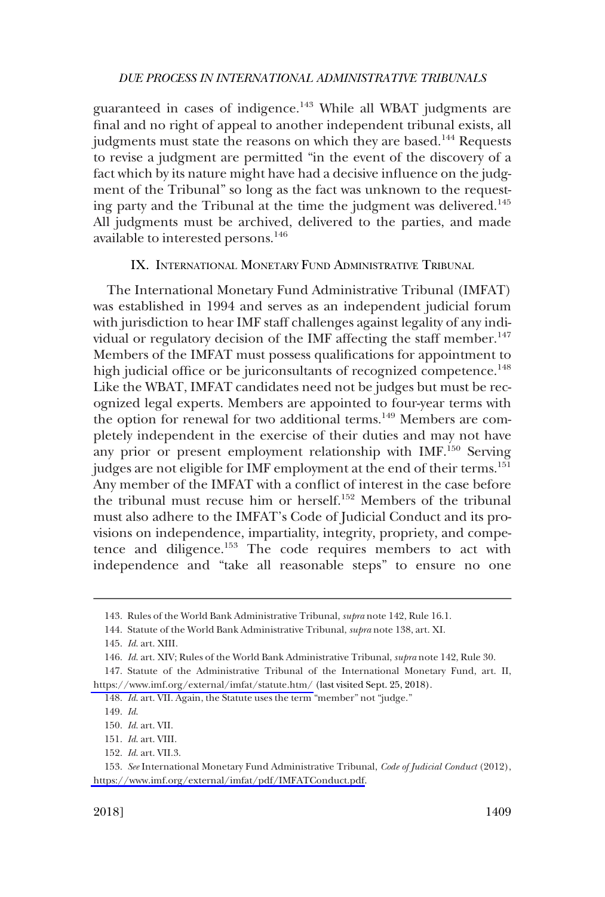guaranteed in cases of indigence.[143] While all WBAT judgments are final and no right of appeal to another independent tribunal exists, all judgments must state the reasons on which they are based.[144] Requests to revise a judgment are permitted "in the event of the discovery of a fact which by its nature might have had a decisive influence on the judgment of the Tribunal" so long as the fact was unknown to the requesting party and the Tribunal at the time the judgment was delivered.[145] All judgments must be archived, delivered to the parties, and made available to interested persons.[146]

## IX. International Monetary Fund Administrative Tribunal

The International Monetary Fund Administrative Tribunal (IMFAT) was established in 1994 and serves as an independent judicial forum with jurisdiction to hear IMF staff challenges against legality of any individual or regulatory decision of the IMF affecting the staff member.[147] Members of the IMFAT must possess qualifications for appointment to high judicial office or be juriconsultants of recognized competence.[148] Like the WBAT, IMFAT candidates need not be judges but must be recognized legal experts. Members are appointed to four-year terms with the option for renewal for two additional terms.[149] Members are completely independent in the exercise of their duties and may not have any prior or present employment relationship with IMF.[150] Serving judges are not eligible for IMF employment at the end of their terms.[151] Any member of the IMFAT with a conflict of interest in the case before the tribunal must recuse him or herself.[152] Members of the tribunal must also adhere to the IMFAT's Code of Judicial Conduct and its provisions on independence, impartiality, integrity, propriety, and competence and diligence.[153] The code requires members to act with independence and "take all reasonable steps" to ensure no one

---

143. Rules of the World Bank Administrative Tribunal, *supra* note 142, Rule 16.1.

144. Statute of the World Bank Administrative Tribunal, *supra* note 138, art. XI.

145. *Id.* art. XIII.

146. *Id.* art. XIV; Rules of the World Bank Administrative Tribunal, *supra* note 142, Rule 30.

147. Statute of the Administrative Tribunal of the International Monetary Fund, art. II, https://www.imf.org/external/imfat/statute.htm/ (last visited Sept. 25, 2018).

148. *Id.* art. VII. Again, the Statute uses the term "member" not "judge."

149. *Id.*

150. *Id.* art. VII.

151. *Id.* art. VIII.

152. *Id.* art. VII.3.

153. *See* International Monetary Fund Administrative Tribunal, *Code of Judicial Conduct* (2012), https://www.imf.org/external/imfat/pdf/IMFATConduct.pdf.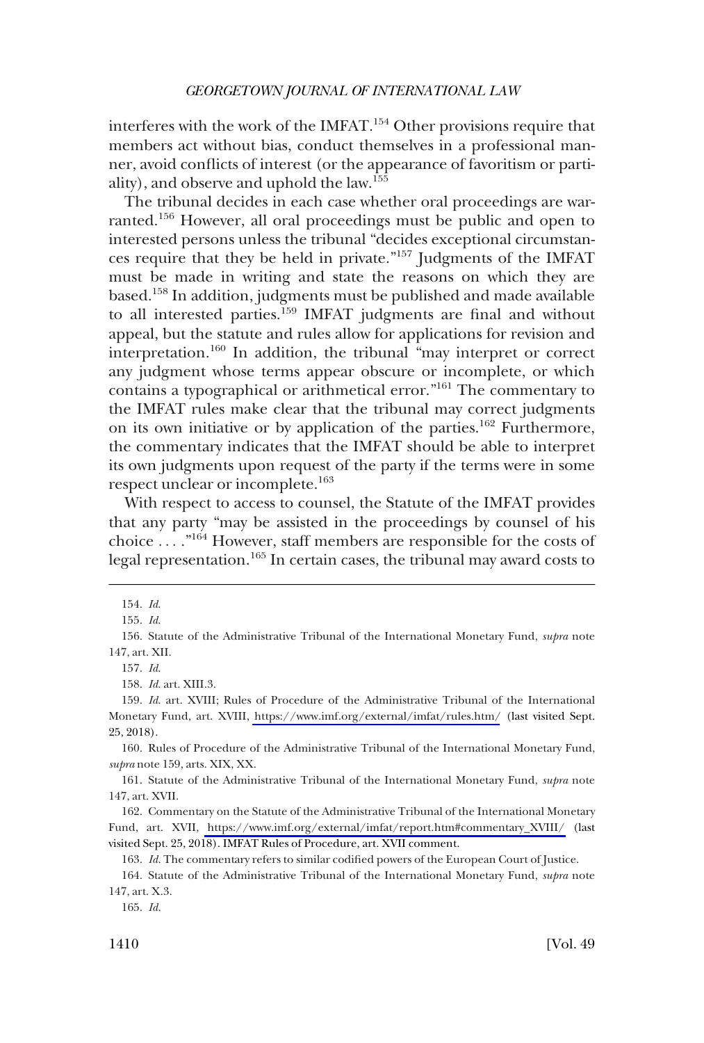interferes with the work of the IMFAT.[154] Other provisions require that members act without bias, conduct themselves in a professional manner, avoid conflicts of interest (or the appearance of favoritism or partiality), and observe and uphold the law.[155]

The tribunal decides in each case whether oral proceedings are warranted.[156] However, all oral proceedings must be public and open to interested persons unless the tribunal "decides exceptional circumstances require that they be held in private."[157] Judgments of the IMFAT must be made in writing and state the reasons on which they are based.[158] In addition, judgments must be published and made available to all interested parties.[159] IMFAT judgments are final and without appeal, but the statute and rules allow for applications for revision and interpretation.[160] In addition, the tribunal "may interpret or correct any judgment whose terms appear obscure or incomplete, or which contains a typographical or arithmetical error."[161] The commentary to the IMFAT rules make clear that the tribunal may correct judgments on its own initiative or by application of the parties.[162] Furthermore, the commentary indicates that the IMFAT should be able to interpret its own judgments upon request of the party if the terms were in some respect unclear or incomplete.[163]

With respect to access to counsel, the Statute of the IMFAT provides that any party "may be assisted in the proceedings by counsel of his choice . . . ."[164] However, staff members are responsible for the costs of legal representation.[165] In certain cases, the tribunal may award costs to

---

154. *Id.*

155. *Id.*

156. Statute of the Administrative Tribunal of the International Monetary Fund, *supra* note 147, art. XII.

157. *Id.*

158. *Id.* art. XIII.3.

159. *Id.* art. XVIII; Rules of Procedure of the Administrative Tribunal of the International Monetary Fund, art. XVIII, https://www.imf.org/external/imfat/rules.htm/ (last visited Sept. 25, 2018).

160. Rules of Procedure of the Administrative Tribunal of the International Monetary Fund, *supra* note 159, arts. XIX, XX.

161. Statute of the Administrative Tribunal of the International Monetary Fund, *supra* note 147, art. XVII.

162. Commentary on the Statute of the Administrative Tribunal of the International Monetary Fund, art. XVII, https://www.imf.org/external/imfat/report.htm#commentary_XVIII/ (last visited Sept. 25, 2018). IMFAT Rules of Procedure, art. XVII comment.

163. *Id.* The commentary refers to similar codified powers of the European Court of Justice.

164. Statute of the Administrative Tribunal of the International Monetary Fund, *supra* note 147, art. X.3.

165. *Id.*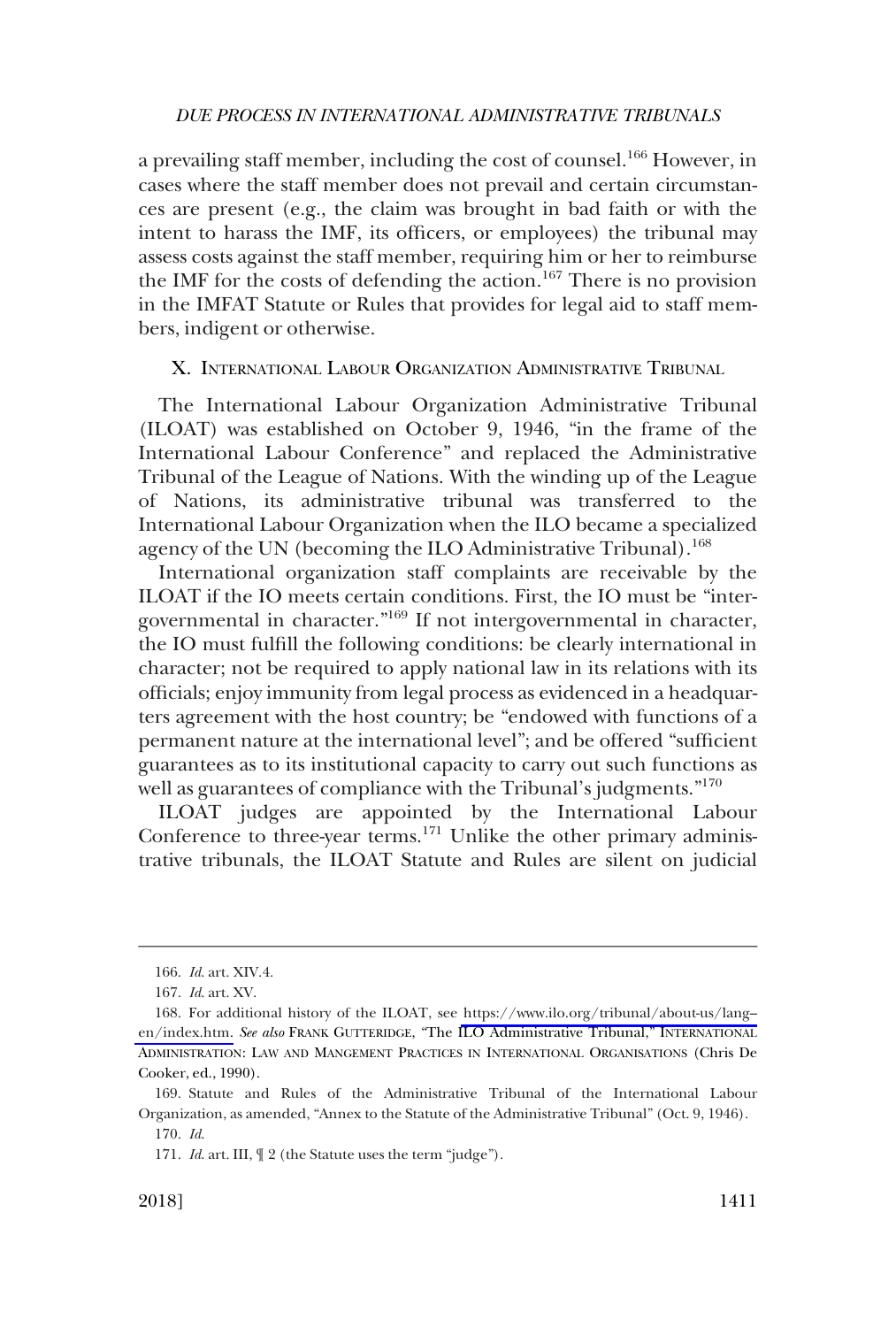a prevailing staff member, including the cost of counsel.[166] However, in cases where the staff member does not prevail and certain circumstances are present (e.g., the claim was brought in bad faith or with the intent to harass the IMF, its officers, or employees) the tribunal may assess costs against the staff member, requiring him or her to reimburse the IMF for the costs of defending the action.[167] There is no provision in the IMFAT Statute or Rules that provides for legal aid to staff members, indigent or otherwise.

## X. International Labour Organization Administrative Tribunal

The International Labour Organization Administrative Tribunal (ILOAT) was established on October 9, 1946, "in the frame of the International Labour Conference" and replaced the Administrative Tribunal of the League of Nations. With the winding up of the League of Nations, its administrative tribunal was transferred to the International Labour Organization when the ILO became a specialized agency of the UN (becoming the ILO Administrative Tribunal).[168]

International organization staff complaints are receivable by the ILOAT if the IO meets certain conditions. First, the IO must be "intergovernmental in character."[169] If not intergovernmental in character, the IO must fulfill the following conditions: be clearly international in character; not be required to apply national law in its relations with its officials; enjoy immunity from legal process as evidenced in a headquarters agreement with the host country; be "endowed with functions of a permanent nature at the international level"; and be offered "sufficient guarantees as to its institutional capacity to carry out such functions as well as guarantees of compliance with the Tribunal's judgments."[170]

ILOAT judges are appointed by the International Labour Conference to three-year terms.[171] Unlike the other primary administrative tribunals, the ILOAT Statute and Rules are silent on judicial

---

166. *Id.* art. XIV.4.

167. *Id.* art. XV.

168. For additional history of the ILOAT, see https://www.ilo.org/tribunal/about-us/lang–en/index.htm. *See also* Frank Gutteridge, "The ILO Administrative Tribunal," International Administration: Law and Mangement Practices in International Organisations (Chris De Cooker, ed., 1990).

169. Statute and Rules of the Administrative Tribunal of the International Labour Organization, as amended, "Annex to the Statute of the Administrative Tribunal" (Oct. 9, 1946).

170. *Id.*

171. *Id.* art. III, ¶ 2 (the Statute uses the term "judge").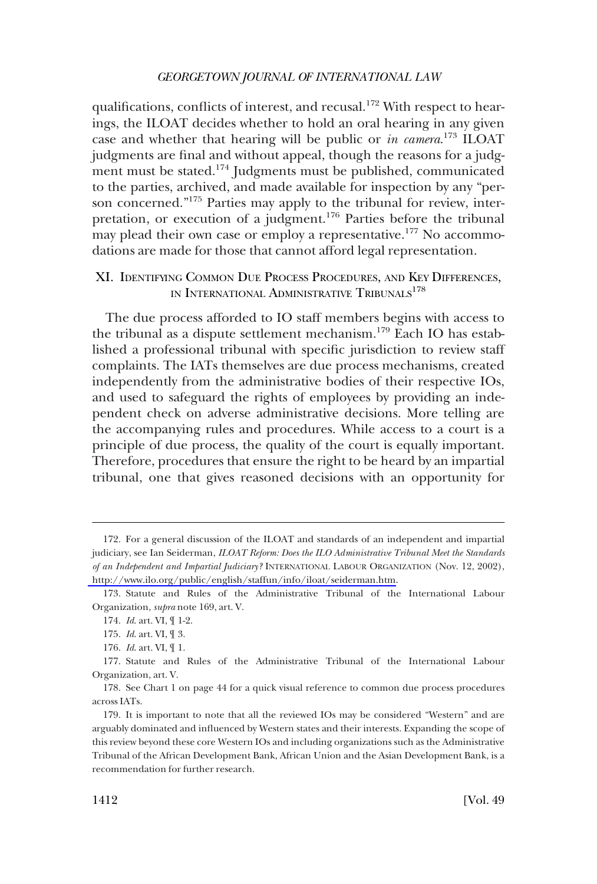qualifications, conflicts of interest, and recusal.[172] With respect to hearings, the ILOAT decides whether to hold an oral hearing in any given case and whether that hearing will be public or *in camera*.[173] ILOAT judgments are final and without appeal, though the reasons for a judgment must be stated.[174] Judgments must be published, communicated to the parties, archived, and made available for inspection by any "person concerned."[175] Parties may apply to the tribunal for review, interpretation, or execution of a judgment.[176] Parties before the tribunal may plead their own case or employ a representative.[177] No accommodations are made for those that cannot afford legal representation.

## XI. Identifying Common Due Process Procedures, and Key Differences, in International Administrative Tribunals[178]

The due process afforded to IO staff members begins with access to the tribunal as a dispute settlement mechanism.[179] Each IO has established a professional tribunal with specific jurisdiction to review staff complaints. The IATs themselves are due process mechanisms, created independently from the administrative bodies of their respective IOs, and used to safeguard the rights of employees by providing an independent check on adverse administrative decisions. More telling are the accompanying rules and procedures. While access to a court is a principle of due process, the quality of the court is equally important. Therefore, procedures that ensure the right to be heard by an impartial tribunal, one that gives reasoned decisions with an opportunity for

---

172. For a general discussion of the ILOAT and standards of an independent and impartial judiciary, see Ian Seiderman, *ILOAT Reform: Does the ILO Administrative Tribunal Meet the Standards of an Independent and Impartial Judiciary?* International Labour Organization (Nov. 12, 2002), http://www.ilo.org/public/english/staffun/info/iloat/seiderman.htm.

173. Statute and Rules of the Administrative Tribunal of the International Labour Organization, *supra* note 169, art. V.

174. *Id.* art. VI, ¶ 1-2.

175. *Id.* art. VI, ¶ 3.

176. *Id.* art. VI, ¶ 1.

177. Statute and Rules of the Administrative Tribunal of the International Labour Organization, art. V.

178. See Chart 1 on page 44 for a quick visual reference to common due process procedures across IATs.

179. It is important to note that all the reviewed IOs may be considered "Western" and are arguably dominated and influenced by Western states and their interests. Expanding the scope of this review beyond these core Western IOs and including organizations such as the Administrative Tribunal of the African Development Bank, African Union and the Asian Development Bank, is a recommendation for further research.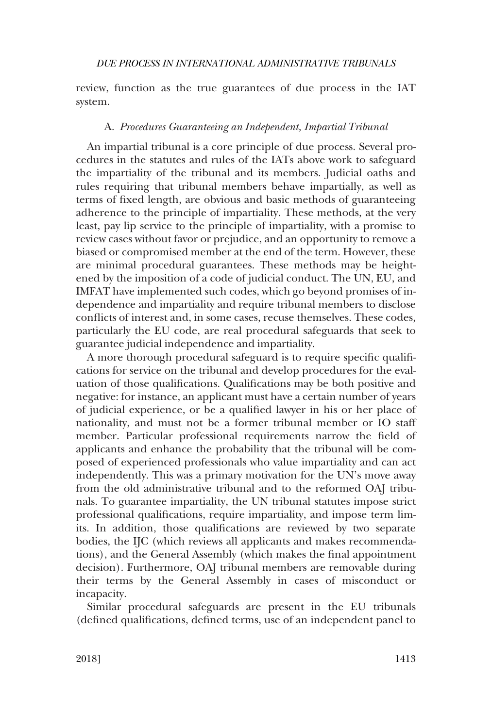review, function as the true guarantees of due process in the IAT system.

### A. *Procedures Guaranteeing an Independent, Impartial Tribunal*

An impartial tribunal is a core principle of due process. Several procedures in the statutes and rules of the IATs above work to safeguard the impartiality of the tribunal and its members. Judicial oaths and rules requiring that tribunal members behave impartially, as well as terms of fixed length, are obvious and basic methods of guaranteeing adherence to the principle of impartiality. These methods, at the very least, pay lip service to the principle of impartiality, with a promise to review cases without favor or prejudice, and an opportunity to remove a biased or compromised member at the end of the term. However, these are minimal procedural guarantees. These methods may be heightened by the imposition of a code of judicial conduct. The UN, EU, and IMFAT have implemented such codes, which go beyond promises of independence and impartiality and require tribunal members to disclose conflicts of interest and, in some cases, recuse themselves. These codes, particularly the EU code, are real procedural safeguards that seek to guarantee judicial independence and impartiality.

A more thorough procedural safeguard is to require specific qualifications for service on the tribunal and develop procedures for the evaluation of those qualifications. Qualifications may be both positive and negative: for instance, an applicant must have a certain number of years of judicial experience, or be a qualified lawyer in his or her place of nationality, and must not be a former tribunal member or IO staff member. Particular professional requirements narrow the field of applicants and enhance the probability that the tribunal will be composed of experienced professionals who value impartiality and can act independently. This was a primary motivation for the UN's move away from the old administrative tribunal and to the reformed OAJ tribunals. To guarantee impartiality, the UN tribunal statutes impose strict professional qualifications, require impartiality, and impose term limits. In addition, those qualifications are reviewed by two separate bodies, the IJC (which reviews all applicants and makes recommendations), and the General Assembly (which makes the final appointment decision). Furthermore, OAJ tribunal members are removable during their terms by the General Assembly in cases of misconduct or incapacity.

Similar procedural safeguards are present in the EU tribunals (defined qualifications, defined terms, use of an independent panel to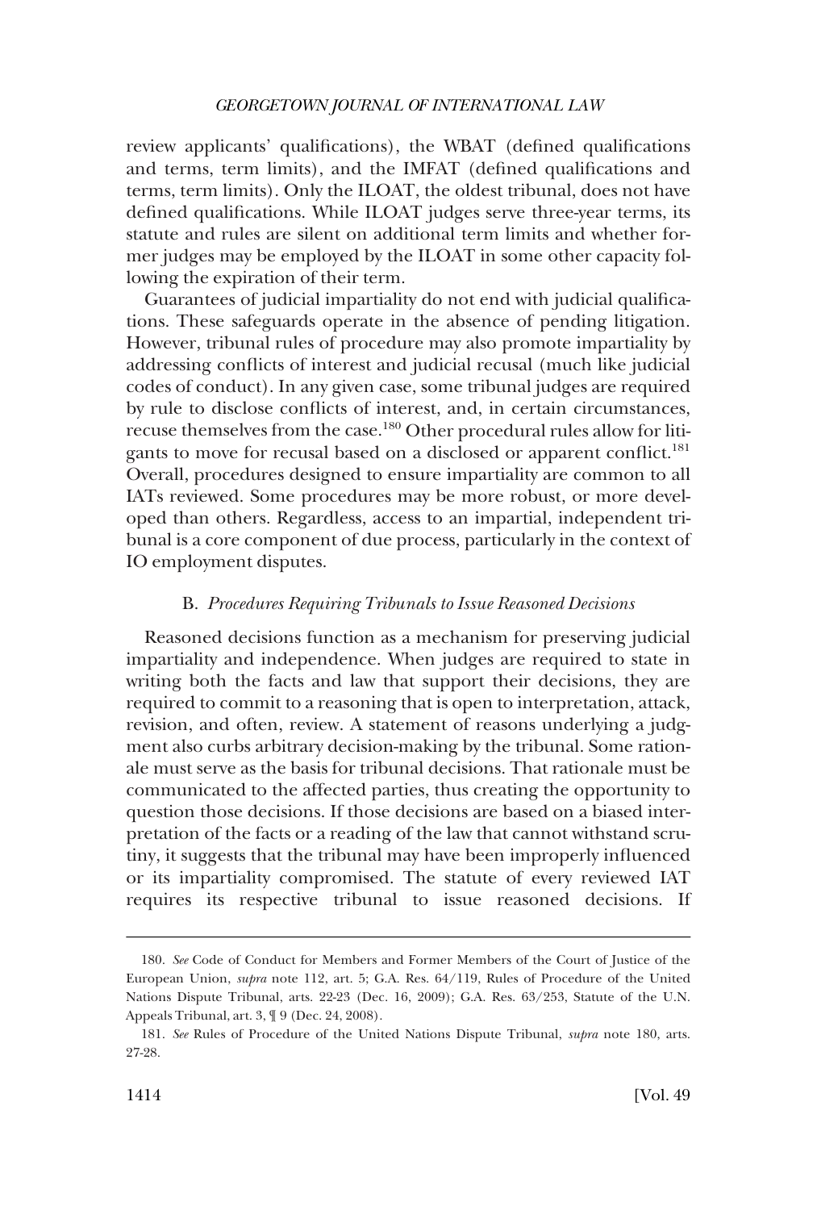review applicants' qualifications), the WBAT (defined qualifications and terms, term limits), and the IMFAT (defined qualifications and terms, term limits). Only the ILOAT, the oldest tribunal, does not have defined qualifications. While ILOAT judges serve three-year terms, its statute and rules are silent on additional term limits and whether former judges may be employed by the ILOAT in some other capacity following the expiration of their term.

Guarantees of judicial impartiality do not end with judicial qualifications. These safeguards operate in the absence of pending litigation. However, tribunal rules of procedure may also promote impartiality by addressing conflicts of interest and judicial recusal (much like judicial codes of conduct). In any given case, some tribunal judges are required by rule to disclose conflicts of interest, and, in certain circumstances, recuse themselves from the case.[180] Other procedural rules allow for litigants to move for recusal based on a disclosed or apparent conflict.[181] Overall, procedures designed to ensure impartiality are common to all IATs reviewed. Some procedures may be more robust, or more developed than others. Regardless, access to an impartial, independent tribunal is a core component of due process, particularly in the context of IO employment disputes.

### B. *Procedures Requiring Tribunals to Issue Reasoned Decisions*

Reasoned decisions function as a mechanism for preserving judicial impartiality and independence. When judges are required to state in writing both the facts and law that support their decisions, they are required to commit to a reasoning that is open to interpretation, attack, revision, and often, review. A statement of reasons underlying a judgment also curbs arbitrary decision-making by the tribunal. Some rationale must serve as the basis for tribunal decisions. That rationale must be communicated to the affected parties, thus creating the opportunity to question those decisions. If those decisions are based on a biased interpretation of the facts or a reading of the law that cannot withstand scrutiny, it suggests that the tribunal may have been improperly influenced or its impartiality compromised. The statute of every reviewed IAT requires its respective tribunal to issue reasoned decisions. If

---

180. *See* Code of Conduct for Members and Former Members of the Court of Justice of the European Union, *supra* note 112, art. 5; G.A. Res. 64/119, Rules of Procedure of the United Nations Dispute Tribunal, arts. 22-23 (Dec. 16, 2009); G.A. Res. 63/253, Statute of the U.N. Appeals Tribunal, art. 3, ¶ 9 (Dec. 24, 2008).

181. *See* Rules of Procedure of the United Nations Dispute Tribunal, *supra* note 180, arts. 27-28.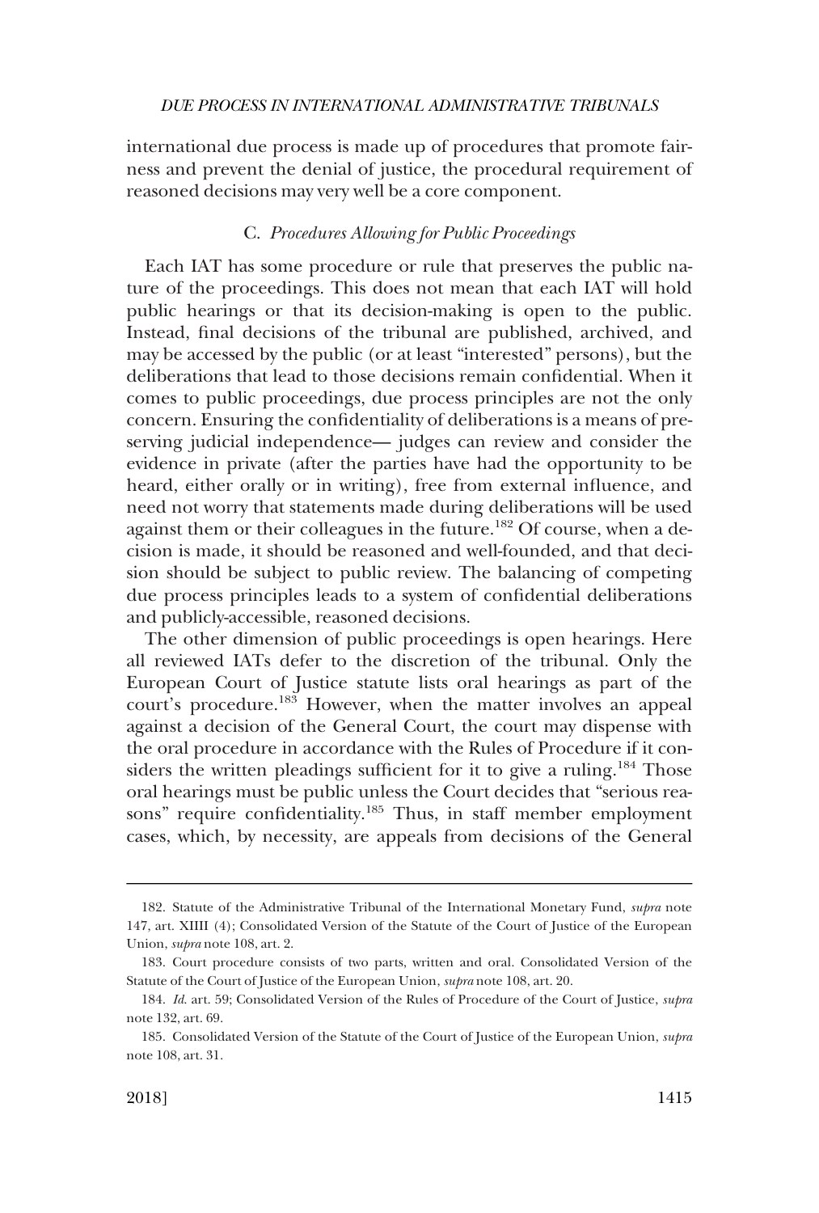international due process is made up of procedures that promote fairness and prevent the denial of justice, the procedural requirement of reasoned decisions may very well be a core component.

### C. *Procedures Allowing for Public Proceedings*

Each IAT has some procedure or rule that preserves the public nature of the proceedings. This does not mean that each IAT will hold public hearings or that its decision-making is open to the public. Instead, final decisions of the tribunal are published, archived, and may be accessed by the public (or at least "interested" persons), but the deliberations that lead to those decisions remain confidential. When it comes to public proceedings, due process principles are not the only concern. Ensuring the confidentiality of deliberations is a means of preserving judicial independence— judges can review and consider the evidence in private (after the parties have had the opportunity to be heard, either orally or in writing), free from external influence, and need not worry that statements made during deliberations will be used against them or their colleagues in the future.[182] Of course, when a decision is made, it should be reasoned and well-founded, and that decision should be subject to public review. The balancing of competing due process principles leads to a system of confidential deliberations and publicly-accessible, reasoned decisions.

The other dimension of public proceedings is open hearings. Here all reviewed IATs defer to the discretion of the tribunal. Only the European Court of Justice statute lists oral hearings as part of the court's procedure.[183] However, when the matter involves an appeal against a decision of the General Court, the court may dispense with the oral procedure in accordance with the Rules of Procedure if it considers the written pleadings sufficient for it to give a ruling.[184] Those oral hearings must be public unless the Court decides that "serious reasons" require confidentiality.[185] Thus, in staff member employment cases, which, by necessity, are appeals from decisions of the General

---

182. Statute of the Administrative Tribunal of the International Monetary Fund, *supra* note 147, art. XIIII (4); Consolidated Version of the Statute of the Court of Justice of the European Union, *supra* note 108, art. 2.

183. Court procedure consists of two parts, written and oral. Consolidated Version of the Statute of the Court of Justice of the European Union, *supra* note 108, art. 20.

184. *Id.* art. 59; Consolidated Version of the Rules of Procedure of the Court of Justice, *supra* note 132, art. 69.

185. Consolidated Version of the Statute of the Court of Justice of the European Union, *supra* note 108, art. 31.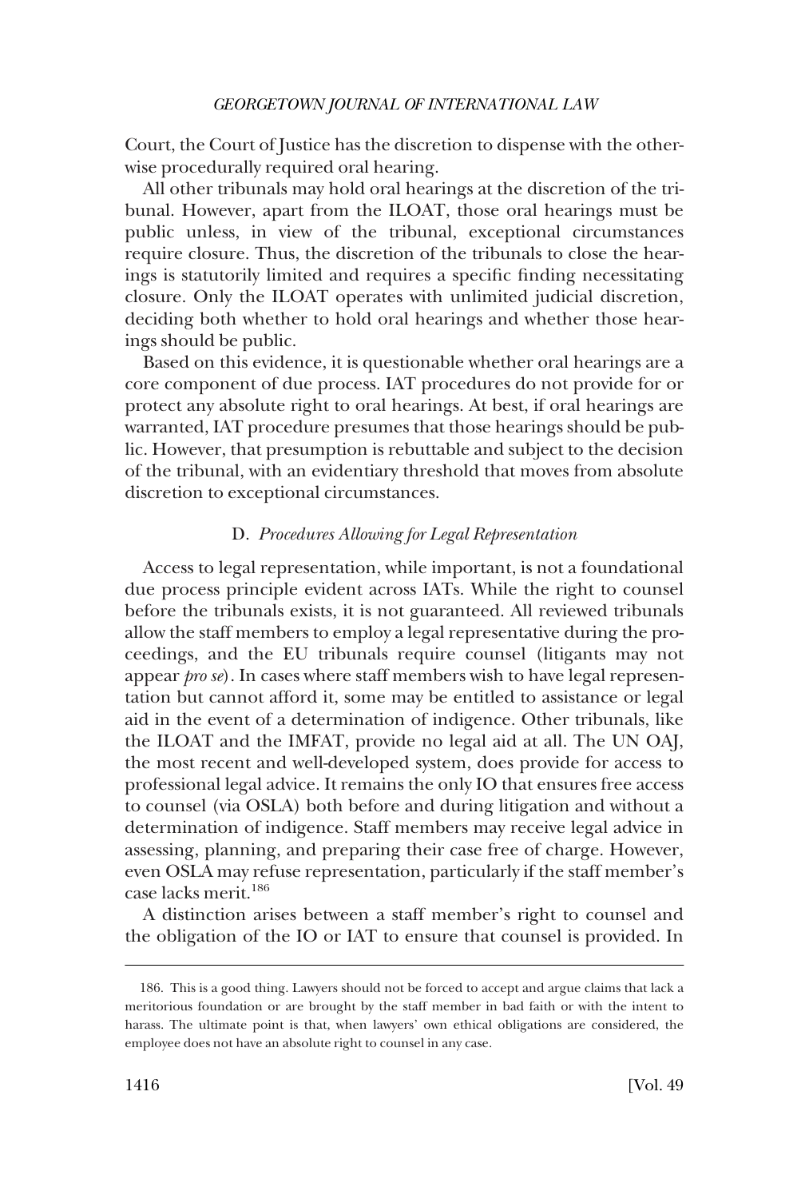Court, the Court of Justice has the discretion to dispense with the otherwise procedurally required oral hearing.

All other tribunals may hold oral hearings at the discretion of the tribunal. However, apart from the ILOAT, those oral hearings must be public unless, in view of the tribunal, exceptional circumstances require closure. Thus, the discretion of the tribunals to close the hearings is statutorily limited and requires a specific finding necessitating closure. Only the ILOAT operates with unlimited judicial discretion, deciding both whether to hold oral hearings and whether those hearings should be public.

Based on this evidence, it is questionable whether oral hearings are a core component of due process. IAT procedures do not provide for or protect any absolute right to oral hearings. At best, if oral hearings are warranted, IAT procedure presumes that those hearings should be public. However, that presumption is rebuttable and subject to the decision of the tribunal, with an evidentiary threshold that moves from absolute discretion to exceptional circumstances.

### D. *Procedures Allowing for Legal Representation*

Access to legal representation, while important, is not a foundational due process principle evident across IATs. While the right to counsel before the tribunals exists, it is not guaranteed. All reviewed tribunals allow the staff members to employ a legal representative during the proceedings, and the EU tribunals require counsel (litigants may not appear *pro se*). In cases where staff members wish to have legal representation but cannot afford it, some may be entitled to assistance or legal aid in the event of a determination of indigence. Other tribunals, like the ILOAT and the IMFAT, provide no legal aid at all. The UN OAJ, the most recent and well-developed system, does provide for access to professional legal advice. It remains the only IO that ensures free access to counsel (via OSLA) both before and during litigation and without a determination of indigence. Staff members may receive legal advice in assessing, planning, and preparing their case free of charge. However, even OSLA may refuse representation, particularly if the staff member's case lacks merit.[186]

A distinction arises between a staff member's right to counsel and the obligation of the IO or IAT to ensure that counsel is provided. In

---

186. This is a good thing. Lawyers should not be forced to accept and argue claims that lack a meritorious foundation or are brought by the staff member in bad faith or with the intent to harass. The ultimate point is that, when lawyers' own ethical obligations are considered, the employee does not have an absolute right to counsel in any case.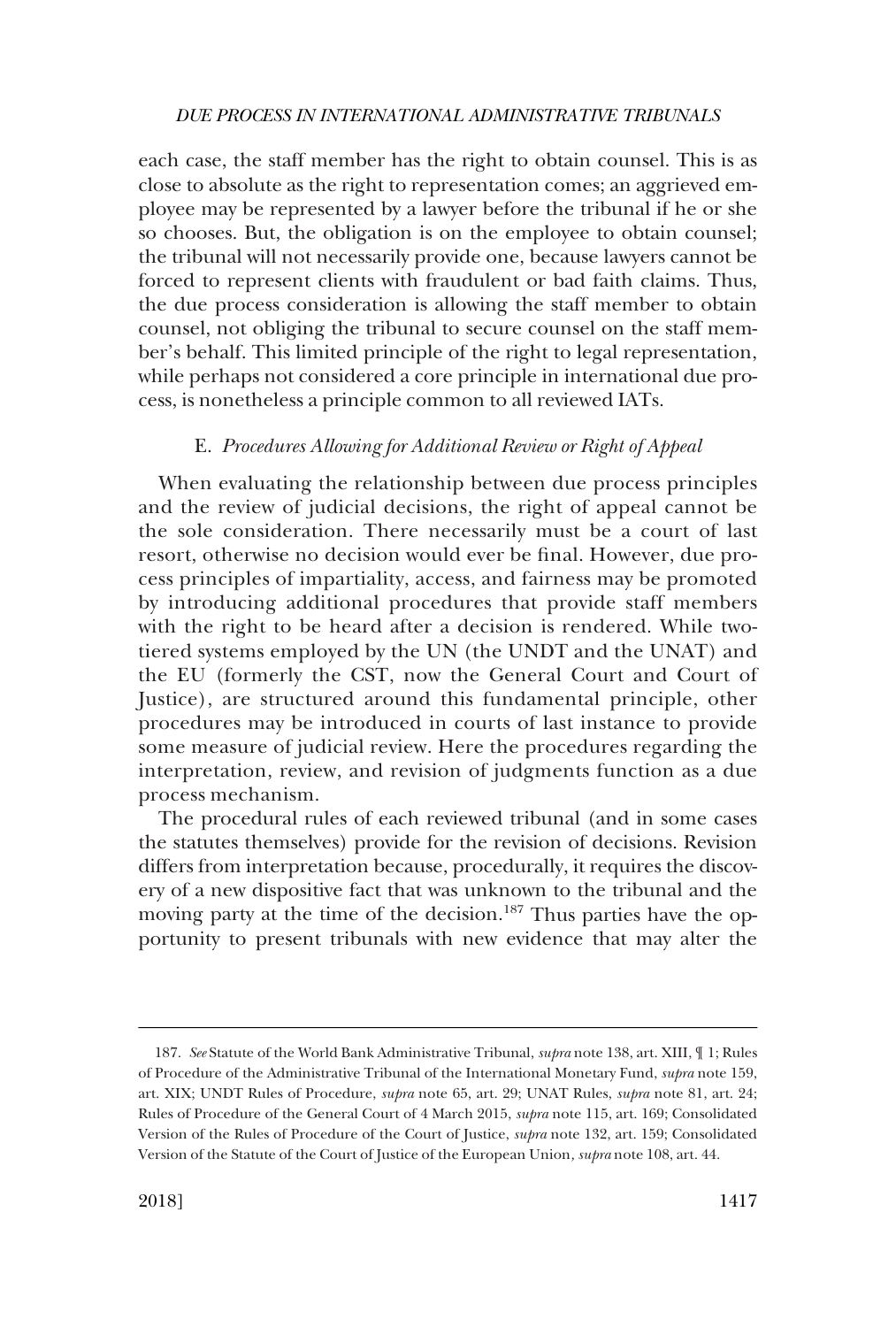each case, the staff member has the right to obtain counsel. This is as close to absolute as the right to representation comes; an aggrieved employee may be represented by a lawyer before the tribunal if he or she so chooses. But, the obligation is on the employee to obtain counsel; the tribunal will not necessarily provide one, because lawyers cannot be forced to represent clients with fraudulent or bad faith claims. Thus, the due process consideration is allowing the staff member to obtain counsel, not obliging the tribunal to secure counsel on the staff member's behalf. This limited principle of the right to legal representation, while perhaps not considered a core principle in international due process, is nonetheless a principle common to all reviewed IATs.

### E. *Procedures Allowing for Additional Review or Right of Appeal*

When evaluating the relationship between due process principles and the review of judicial decisions, the right of appeal cannot be the sole consideration. There necessarily must be a court of last resort, otherwise no decision would ever be final. However, due process principles of impartiality, access, and fairness may be promoted by introducing additional procedures that provide staff members with the right to be heard after a decision is rendered. While two-tiered systems employed by the UN (the UNDT and the UNAT) and the EU (formerly the CST, now the General Court and Court of Justice), are structured around this fundamental principle, other procedures may be introduced in courts of last instance to provide some measure of judicial review. Here the procedures regarding the interpretation, review, and revision of judgments function as a due process mechanism.

The procedural rules of each reviewed tribunal (and in some cases the statutes themselves) provide for the revision of decisions. Revision differs from interpretation because, procedurally, it requires the discovery of a new dispositive fact that was unknown to the tribunal and the moving party at the time of the decision.[187] Thus parties have the opportunity to present tribunals with new evidence that may alter the

187. *See* Statute of the World Bank Administrative Tribunal, *supra* note 138, art. XIII, ¶ 1; Rules of Procedure of the Administrative Tribunal of the International Monetary Fund, *supra* note 159, art. XIX; UNDT Rules of Procedure, *supra* note 65, art. 29; UNAT Rules, *supra* note 81, art. 24; Rules of Procedure of the General Court of 4 March 2015, *supra* note 115, art. 169; Consolidated Version of the Rules of Procedure of the Court of Justice, *supra* note 132, art. 159; Consolidated Version of the Statute of the Court of Justice of the European Union, *supra* note 108, art. 44.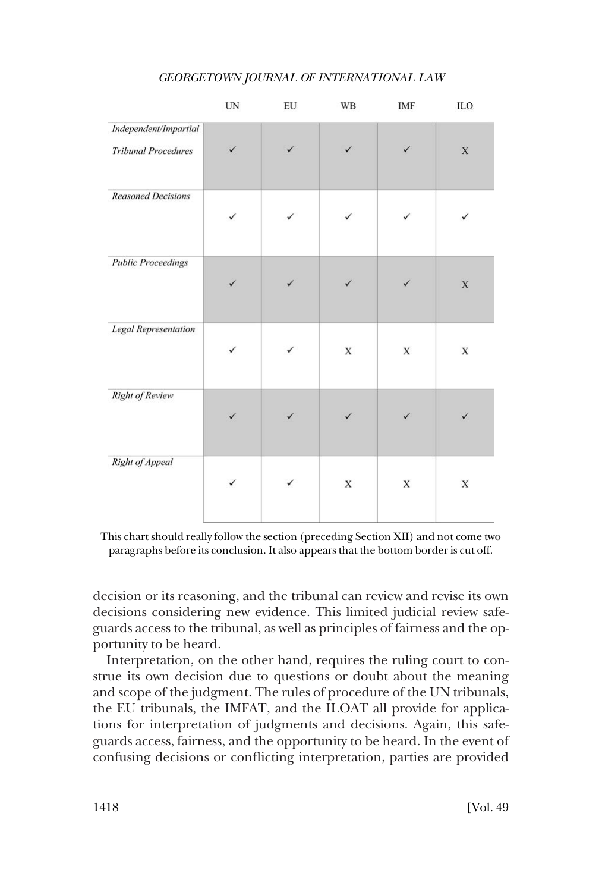| | UN | EU | WB | IMF | ILO |
|---|---|---|---|---|---|
| *Independent/Impartial Tribunal Procedures* | ✓ | ✓ | ✓ | ✓ | X |
| *Reasoned Decisions* | ✓ | ✓ | ✓ | ✓ | ✓ |
| *Public Proceedings* | ✓ | ✓ | ✓ | ✓ | X |
| *Legal Representation* | ✓ | ✓ | X | X | X |
| *Right of Review* | ✓ | ✓ | ✓ | ✓ | ✓ |
| *Right of Appeal* | ✓ | ✓ | X | X | X |

This chart should really follow the section (preceding Section XII) and not come two paragraphs before its conclusion. It also appears that the bottom border is cut off.

decision or its reasoning, and the tribunal can review and revise its own decisions considering new evidence. This limited judicial review safeguards access to the tribunal, as well as principles of fairness and the opportunity to be heard.

Interpretation, on the other hand, requires the ruling court to construe its own decision due to questions or doubt about the meaning and scope of the judgment. The rules of procedure of the UN tribunals, the EU tribunals, the IMFAT, and the ILOAT all provide for applications for interpretation of judgments and decisions. Again, this safeguards access, fairness, and the opportunity to be heard. In the event of confusing decisions or conflicting interpretation, parties are provided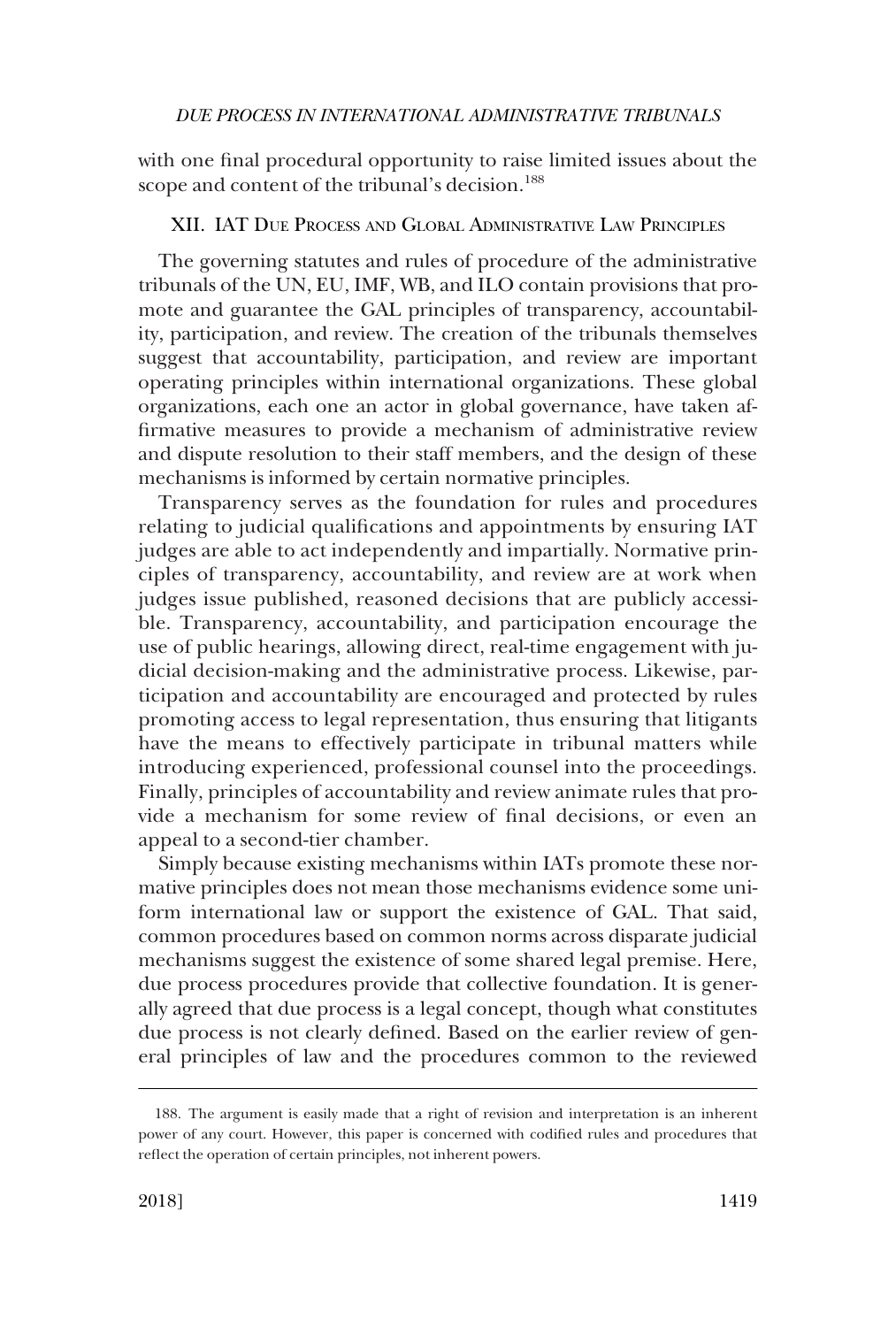with one final procedural opportunity to raise limited issues about the scope and content of the tribunal's decision.[188]

## XII. IAT Due Process and Global Administrative Law Principles

The governing statutes and rules of procedure of the administrative tribunals of the UN, EU, IMF, WB, and ILO contain provisions that promote and guarantee the GAL principles of transparency, accountability, participation, and review. The creation of the tribunals themselves suggest that accountability, participation, and review are important operating principles within international organizations. These global organizations, each one an actor in global governance, have taken affirmative measures to provide a mechanism of administrative review and dispute resolution to their staff members, and the design of these mechanisms is informed by certain normative principles.

Transparency serves as the foundation for rules and procedures relating to judicial qualifications and appointments by ensuring IAT judges are able to act independently and impartially. Normative principles of transparency, accountability, and review are at work when judges issue published, reasoned decisions that are publicly accessible. Transparency, accountability, and participation encourage the use of public hearings, allowing direct, real-time engagement with judicial decision-making and the administrative process. Likewise, participation and accountability are encouraged and protected by rules promoting access to legal representation, thus ensuring that litigants have the means to effectively participate in tribunal matters while introducing experienced, professional counsel into the proceedings. Finally, principles of accountability and review animate rules that provide a mechanism for some review of final decisions, or even an appeal to a second-tier chamber.

Simply because existing mechanisms within IATs promote these normative principles does not mean those mechanisms evidence some uniform international law or support the existence of GAL. That said, common procedures based on common norms across disparate judicial mechanisms suggest the existence of some shared legal premise. Here, due process procedures provide that collective foundation. It is generally agreed that due process is a legal concept, though what constitutes due process is not clearly defined. Based on the earlier review of general principles of law and the procedures common to the reviewed

188. The argument is easily made that a right of revision and interpretation is an inherent power of any court. However, this paper is concerned with codified rules and procedures that reflect the operation of certain principles, not inherent powers.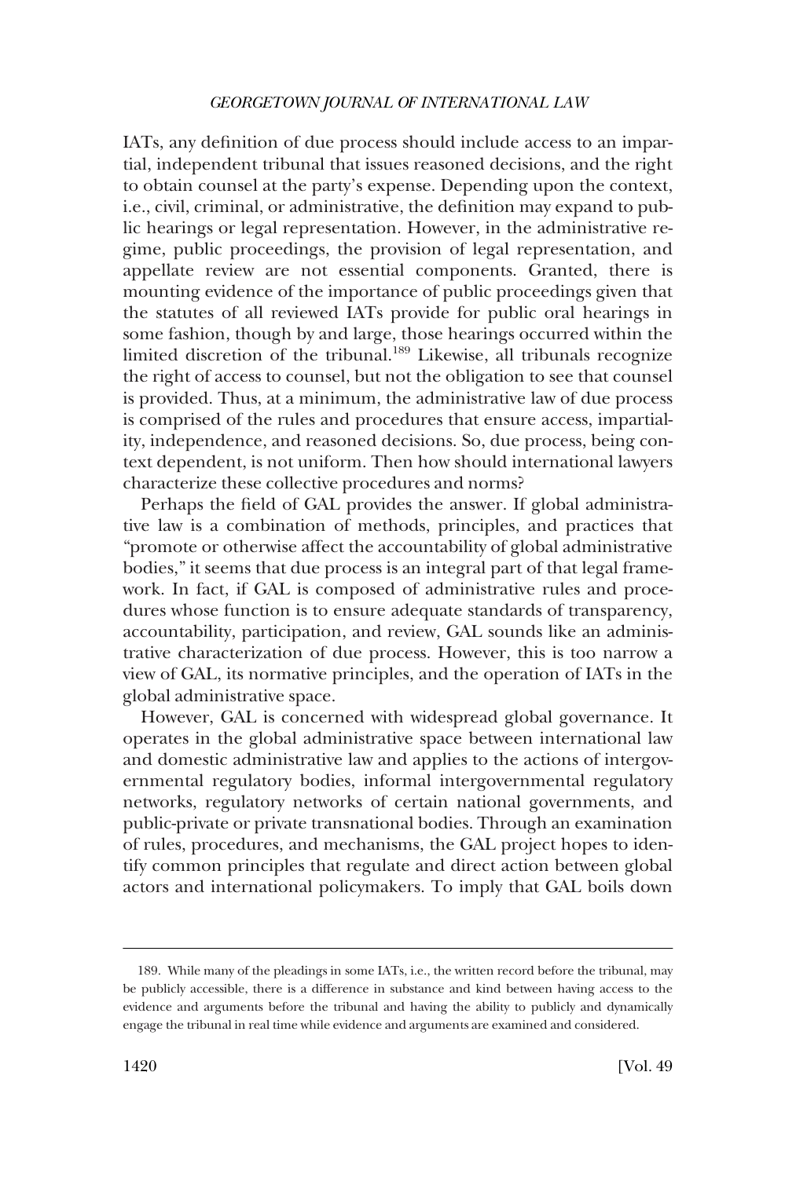IATs, any definition of due process should include access to an impartial, independent tribunal that issues reasoned decisions, and the right to obtain counsel at the party's expense. Depending upon the context, i.e., civil, criminal, or administrative, the definition may expand to public hearings or legal representation. However, in the administrative regime, public proceedings, the provision of legal representation, and appellate review are not essential components. Granted, there is mounting evidence of the importance of public proceedings given that the statutes of all reviewed IATs provide for public oral hearings in some fashion, though by and large, those hearings occurred within the limited discretion of the tribunal.[189] Likewise, all tribunals recognize the right of access to counsel, but not the obligation to see that counsel is provided. Thus, at a minimum, the administrative law of due process is comprised of the rules and procedures that ensure access, impartiality, independence, and reasoned decisions. So, due process, being context dependent, is not uniform. Then how should international lawyers characterize these collective procedures and norms?

Perhaps the field of GAL provides the answer. If global administrative law is a combination of methods, principles, and practices that "promote or otherwise affect the accountability of global administrative bodies," it seems that due process is an integral part of that legal framework. In fact, if GAL is composed of administrative rules and procedures whose function is to ensure adequate standards of transparency, accountability, participation, and review, GAL sounds like an administrative characterization of due process. However, this is too narrow a view of GAL, its normative principles, and the operation of IATs in the global administrative space.

However, GAL is concerned with widespread global governance. It operates in the global administrative space between international law and domestic administrative law and applies to the actions of intergovernmental regulatory bodies, informal intergovernmental regulatory networks, regulatory networks of certain national governments, and public-private or private transnational bodies. Through an examination of rules, procedures, and mechanisms, the GAL project hopes to identify common principles that regulate and direct action between global actors and international policymakers. To imply that GAL boils down

---

189. While many of the pleadings in some IATs, i.e., the written record before the tribunal, may be publicly accessible, there is a difference in substance and kind between having access to the evidence and arguments before the tribunal and having the ability to publicly and dynamically engage the tribunal in real time while evidence and arguments are examined and considered.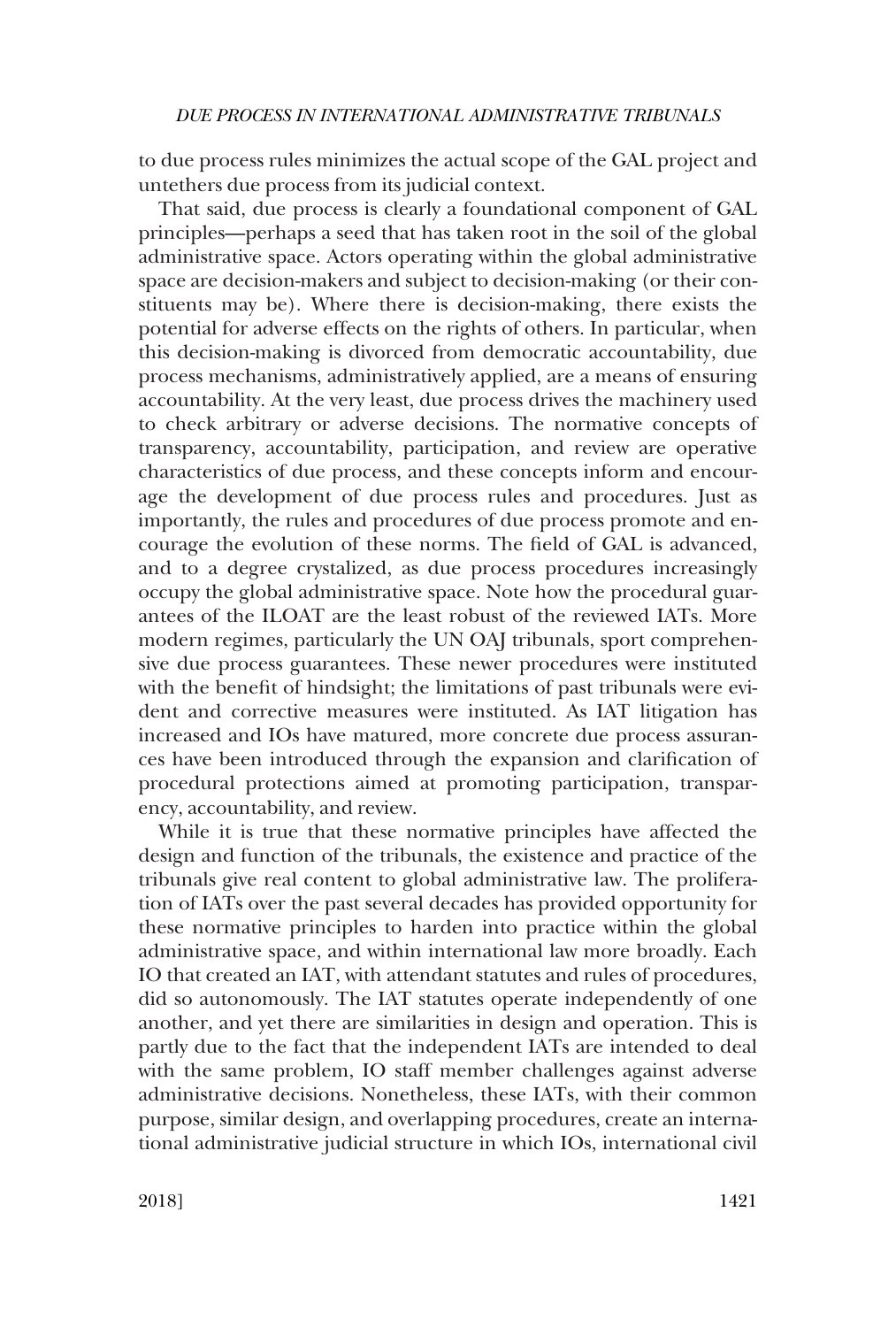to due process rules minimizes the actual scope of the GAL project and untethers due process from its judicial context.

That said, due process is clearly a foundational component of GAL principles—perhaps a seed that has taken root in the soil of the global administrative space. Actors operating within the global administrative space are decision-makers and subject to decision-making (or their constituents may be). Where there is decision-making, there exists the potential for adverse effects on the rights of others. In particular, when this decision-making is divorced from democratic accountability, due process mechanisms, administratively applied, are a means of ensuring accountability. At the very least, due process drives the machinery used to check arbitrary or adverse decisions. The normative concepts of transparency, accountability, participation, and review are operative characteristics of due process, and these concepts inform and encourage the development of due process rules and procedures. Just as importantly, the rules and procedures of due process promote and encourage the evolution of these norms. The field of GAL is advanced, and to a degree crystalized, as due process procedures increasingly occupy the global administrative space. Note how the procedural guarantees of the ILOAT are the least robust of the reviewed IATs. More modern regimes, particularly the UN OAJ tribunals, sport comprehensive due process guarantees. These newer procedures were instituted with the benefit of hindsight; the limitations of past tribunals were evident and corrective measures were instituted. As IAT litigation has increased and IOs have matured, more concrete due process assurances have been introduced through the expansion and clarification of procedural protections aimed at promoting participation, transparency, accountability, and review.

While it is true that these normative principles have affected the design and function of the tribunals, the existence and practice of the tribunals give real content to global administrative law. The proliferation of IATs over the past several decades has provided opportunity for these normative principles to harden into practice within the global administrative space, and within international law more broadly. Each IO that created an IAT, with attendant statutes and rules of procedures, did so autonomously. The IAT statutes operate independently of one another, and yet there are similarities in design and operation. This is partly due to the fact that the independent IATs are intended to deal with the same problem, IO staff member challenges against adverse administrative decisions. Nonetheless, these IATs, with their common purpose, similar design, and overlapping procedures, create an international administrative judicial structure in which IOs, international civil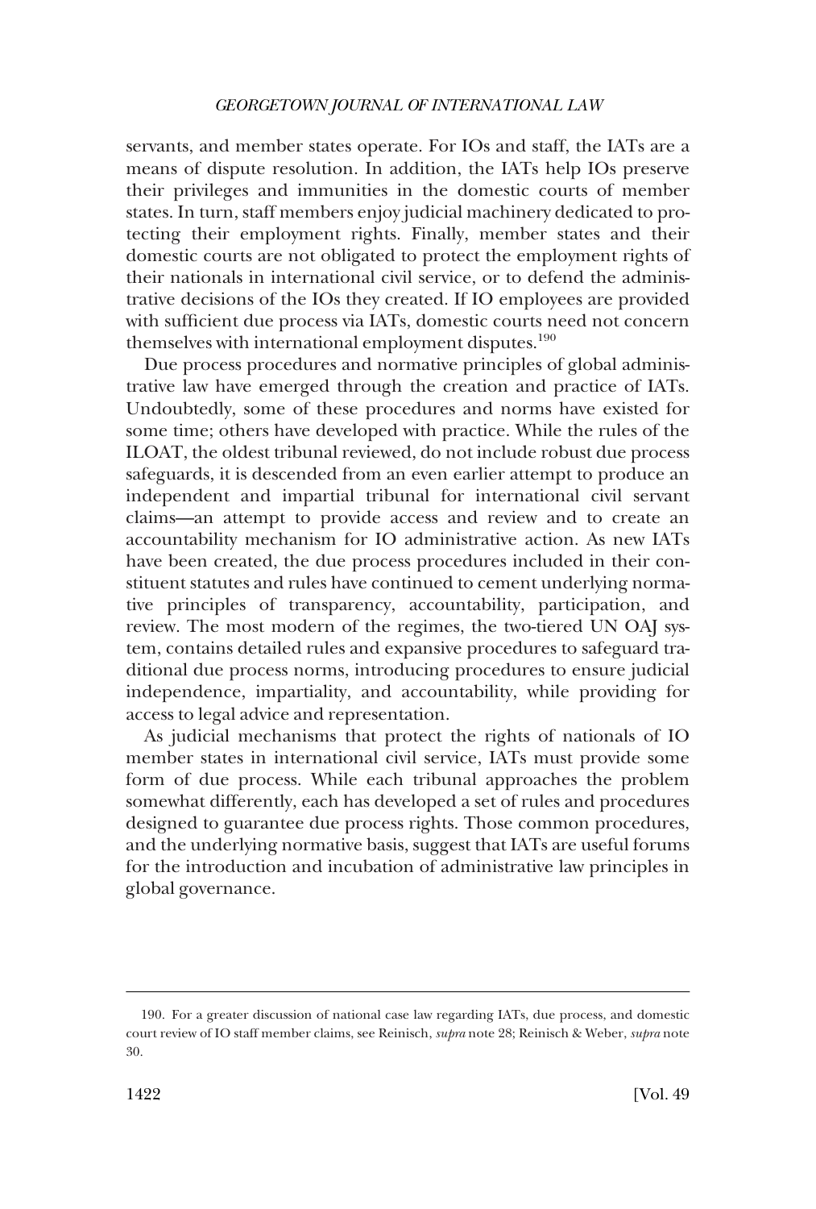servants, and member states operate. For IOs and staff, the IATs are a means of dispute resolution. In addition, the IATs help IOs preserve their privileges and immunities in the domestic courts of member states. In turn, staff members enjoy judicial machinery dedicated to protecting their employment rights. Finally, member states and their domestic courts are not obligated to protect the employment rights of their nationals in international civil service, or to defend the administrative decisions of the IOs they created. If IO employees are provided with sufficient due process via IATs, domestic courts need not concern themselves with international employment disputes.[190]

Due process procedures and normative principles of global administrative law have emerged through the creation and practice of IATs. Undoubtedly, some of these procedures and norms have existed for some time; others have developed with practice. While the rules of the ILOAT, the oldest tribunal reviewed, do not include robust due process safeguards, it is descended from an even earlier attempt to produce an independent and impartial tribunal for international civil servant claims—an attempt to provide access and review and to create an accountability mechanism for IO administrative action. As new IATs have been created, the due process procedures included in their constituent statutes and rules have continued to cement underlying normative principles of transparency, accountability, participation, and review. The most modern of the regimes, the two-tiered UN OAJ system, contains detailed rules and expansive procedures to safeguard traditional due process norms, introducing procedures to ensure judicial independence, impartiality, and accountability, while providing for access to legal advice and representation.

As judicial mechanisms that protect the rights of nationals of IO member states in international civil service, IATs must provide some form of due process. While each tribunal approaches the problem somewhat differently, each has developed a set of rules and procedures designed to guarantee due process rights. Those common procedures, and the underlying normative basis, suggest that IATs are useful forums for the introduction and incubation of administrative law principles in global governance.

---

190. For a greater discussion of national case law regarding IATs, due process, and domestic court review of IO staff member claims, see Reinisch, *supra* note 28; Reinisch & Weber, *supra* note 30.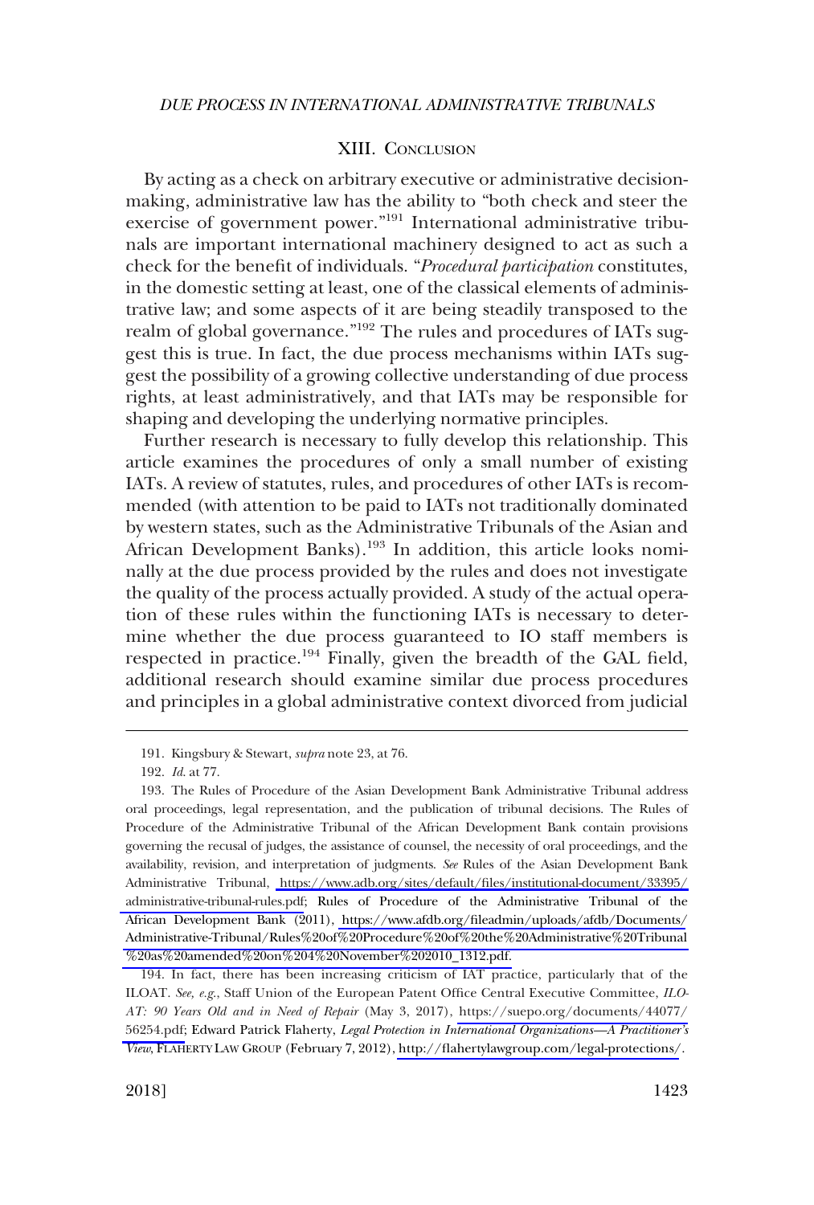## XIII. Conclusion

By acting as a check on arbitrary executive or administrative decision-making, administrative law has the ability to "both check and steer the exercise of government power."[191] International administrative tribunals are important international machinery designed to act as such a check for the benefit of individuals. "*Procedural participation* constitutes, in the domestic setting at least, one of the classical elements of administrative law; and some aspects of it are being steadily transposed to the realm of global governance."[192] The rules and procedures of IATs suggest this is true. In fact, the due process mechanisms within IATs suggest the possibility of a growing collective understanding of due process rights, at least administratively, and that IATs may be responsible for shaping and developing the underlying normative principles.

Further research is necessary to fully develop this relationship. This article examines the procedures of only a small number of existing IATs. A review of statutes, rules, and procedures of other IATs is recommended (with attention to be paid to IATs not traditionally dominated by western states, such as the Administrative Tribunals of the Asian and African Development Banks).[193] In addition, this article looks nominally at the due process provided by the rules and does not investigate the quality of the process actually provided. A study of the actual operation of these rules within the functioning IATs is necessary to determine whether the due process guaranteed to IO staff members is respected in practice.[194] Finally, given the breadth of the GAL field, additional research should examine similar due process procedures and principles in a global administrative context divorced from judicial

---

191. Kingsbury & Stewart, *supra* note 23, at 76.

192. *Id*. at 77.

193. The Rules of Procedure of the Asian Development Bank Administrative Tribunal address oral proceedings, legal representation, and the publication of tribunal decisions. The Rules of Procedure of the Administrative Tribunal of the African Development Bank contain provisions governing the recusal of judges, the assistance of counsel, the necessity of oral proceedings, and the availability, revision, and interpretation of judgments. *See* Rules of the Asian Development Bank Administrative Tribunal, https://www.adb.org/sites/default/files/institutional-document/33395/administrative-tribunal-rules.pdf; Rules of Procedure of the Administrative Tribunal of the African Development Bank (2011), https://www.afdb.org/fileadmin/uploads/afdb/Documents/Administrative-Tribunal/Rules%20of%20Procedure%20of%20the%20Administrative%20Tribunal%20as%20amended%20on%204%20November%202010_1312.pdf.

194. In fact, there has been increasing criticism of IAT practice, particularly that of the ILOAT. *See, e.g.*, Staff Union of the European Patent Office Central Executive Committee, *ILO-AT: 90 Years Old and in Need of Repair* (May 3, 2017), https://suepo.org/documents/44077/56254.pdf; Edward Patrick Flaherty, *Legal Protection in International Organizations—A Practitioner's View*, Flaherty Law Group (February 7, 2012), http://flahertylawgroup.com/legal-protections/.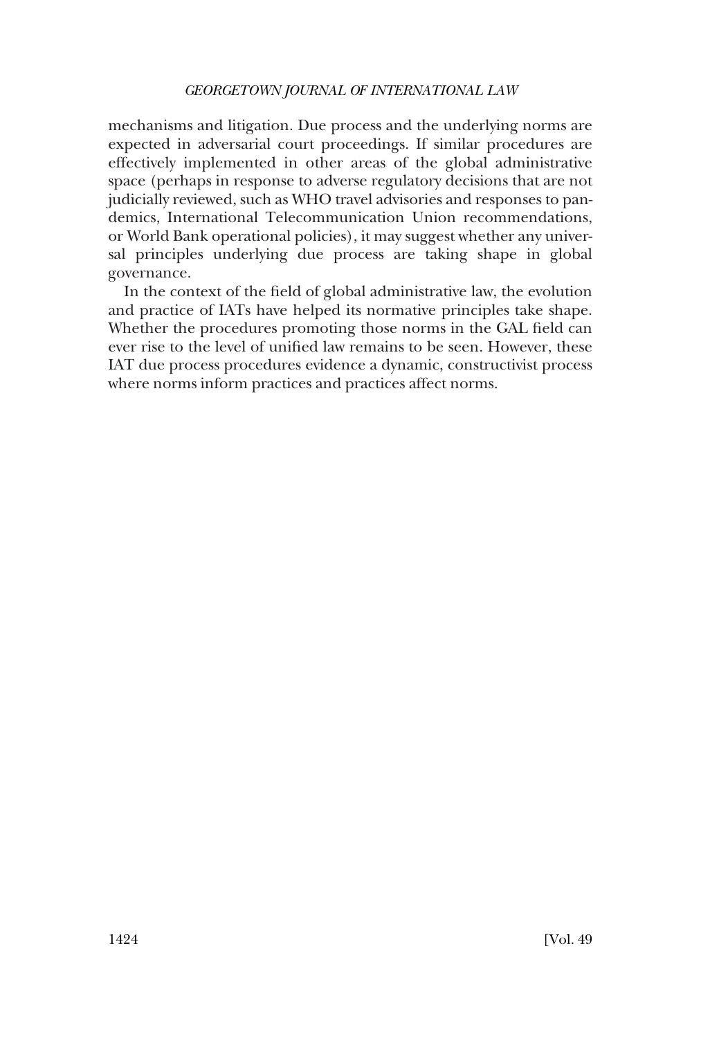mechanisms and litigation. Due process and the underlying norms are expected in adversarial court proceedings. If similar procedures are effectively implemented in other areas of the global administrative space (perhaps in response to adverse regulatory decisions that are not judicially reviewed, such as WHO travel advisories and responses to pandemics, International Telecommunication Union recommendations, or World Bank operational policies), it may suggest whether any universal principles underlying due process are taking shape in global governance.

In the context of the field of global administrative law, the evolution and practice of IATs have helped its normative principles take shape. Whether the procedures promoting those norms in the GAL field can ever rise to the level of unified law remains to be seen. However, these IAT due process procedures evidence a dynamic, constructivist process where norms inform practices and practices affect norms.